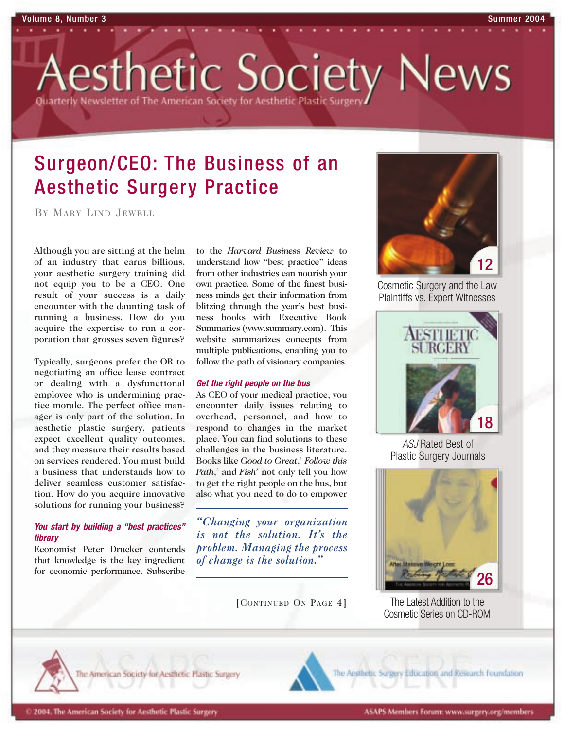# Aesthetic Society News

Quarterly Newsletter of The American Society for Aesthetic Plastic Surgery

## Surgeon/CEO: The Business of an Aesthetic Surgery Practice

By Mary Lind Jewell

Although you are sitting at the helm of an industry that earns billions, your aesthetic surgery training did not equip you to be a CEO. One result of your success is a daily encounter with the daunting task of running a business. How do you acquire the expertise to run a corporation that grosses seven figures?

Typically, surgeons prefer the OR to negotiating an office lease contract or dealing with a dysfunctional employee who is undermining practice morale. The perfect office manager is only part of the solution. In aesthetic plastic surgery, patients expect excellent quality outcomes, and they measure their results based on services rendered. You must build a business that understands how to deliver seamless customer satisfaction. How do you acquire innovative solutions for running your business?

### You start by building a "best practices" library

Economist Peter Drucker contends that knowledge is the key ingredient for economic performance. Subscribe to the *Harvard Business Review* to understand how "best practice" ideas from other industries can nourish your own practice. Some of the finest business minds get their information from blitzing through the year's best business books with Executive Book Summaries (www.summary.com). This website summarizes concepts from multiple publications, enabling you to follow the path of visionary companies.

### Get the right people on the bus

As CEO of your medical practice, you encounter daily issues relating to overhead, personnel, and how to respond to changes in the market place. You can find solutions to these challenges in the business literature. Books like *Good to Great*,[1] *Follow this Path*,[2] and *Fish*[3] not only tell you how to get the right people on the bus, but also what you need to do to empower

> *"Changing your organization is not the solution. It's the problem. Managing the process of change is the solution."*

[Continued On Page 4]

12 — Cosmetic Surgery and the Law Plaintiffs vs. Expert Witnesses

18 — *ASJ* Rated Best of Plastic Surgery Journals

26 — The Latest Addition to the Cosmetic Series on CD-ROM

The American Society for Aesthetic Plastic Surgery

The Aesthetic Surgery Education and Research Foundation

© 2004. The American Society for Aesthetic Plastic Surgery

ASAPS Members Forum: www.surgery.org/members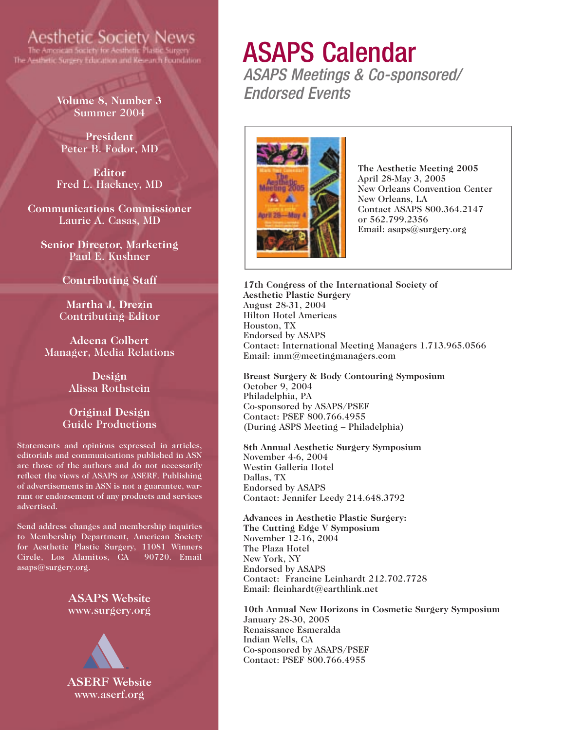# Aesthetic Society News

The American Society for Aesthetic Plastic Surgery
The Aesthetic Surgery Education and Research Foundation

**Volume 8, Number 3**
Summer 2004

**President**
Peter B. Fodor, MD

**Editor**
Fred L. Hackney, MD

**Communications Commissioner**
Laurie A. Casas, MD

**Senior Director, Marketing**
Paul E. Kushner

**Contributing Staff**

**Martha J. Drezin**
Contributing Editor

**Adeena Colbert**
Manager, Media Relations

**Design**
Alissa Rothstein

**Original Design**
Guide Productions

Statements and opinions expressed in articles, editorials and communications published in ASN are those of the authors and do not necessarily reflect the views of ASAPS or ASERF. Publishing of advertisements in ASN is not a guarantee, warrant or endorsement of any products and services advertised.

Send address changes and membership inquiries to Membership Department, American Society for Aesthetic Plastic Surgery, 11081 Winners Circle, Los Alamitos, CA 90720. Email asaps@surgery.org.

**ASAPS Website**
www.surgery.org

**ASERF Website**
www.aserf.org

# ASAPS Calendar

*ASAPS Meetings & Co-sponsored/ Endorsed Events*

**The Aesthetic Meeting 2005**
April 28-May 3, 2005
New Orleans Convention Center
New Orleans, LA
Contact ASAPS 800.364.2147 or 562.799.2356
Email: asaps@surgery.org

**17th Congress of the International Society of Aesthetic Plastic Surgery**
August 28-31, 2004
Hilton Hotel Americas
Houston, TX
Endorsed by ASAPS
Contact: International Meeting Managers 1.713.965.0566
Email: imm@meetingmanagers.com

**Breast Surgery & Body Contouring Symposium**
October 9, 2004
Philadelphia, PA
Co-sponsored by ASAPS/PSEF
Contact: PSEF 800.766.4955
(During ASPS Meeting – Philadelphia)

**8th Annual Aesthetic Surgery Symposium**
November 4-6, 2004
Westin Galleria Hotel
Dallas, TX
Endorsed by ASAPS
Contact: Jennifer Leedy 214.648.3792

**Advances in Aesthetic Plastic Surgery: The Cutting Edge V Symposium**
November 12-16, 2004
The Plaza Hotel
New York, NY
Endorsed by ASAPS
Contact: Francine Leinhardt 212.702.7728
Email: fleinhardt@earthlink.net

**10th Annual New Horizons in Cosmetic Surgery Symposium**
January 28-30, 2005
Renaissance Esmeralda
Indian Wells, CA
Co-sponsored by ASAPS/PSEF
Contact: PSEF 800.766.4955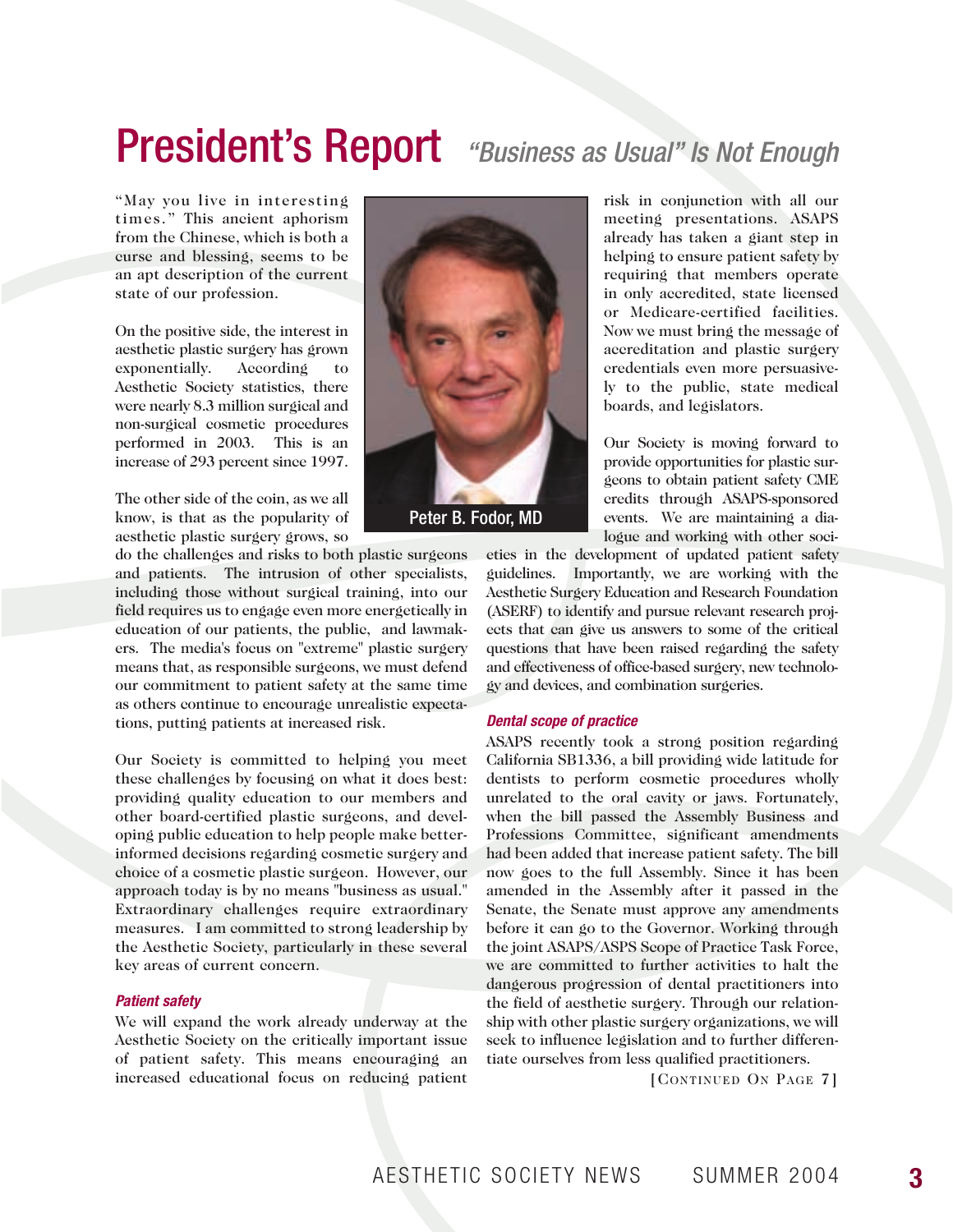# President's Report *"Business as Usual" Is Not Enough*

"May you live in interesting times." This ancient aphorism from the Chinese, which is both a curse and blessing, seems to be an apt description of the current state of our profession.

On the positive side, the interest in aesthetic plastic surgery has grown exponentially. According to Aesthetic Society statistics, there were nearly 8.3 million surgical and non-surgical cosmetic procedures performed in 2003. This is an increase of 293 percent since 1997.

The other side of the coin, as we all know, is that as the popularity of aesthetic plastic surgery grows, so do the challenges and risks to both plastic surgeons and patients. The intrusion of other specialists, including those without surgical training, into our field requires us to engage even more energetically in education of our patients, the public, and lawmakers. The media's focus on "extreme" plastic surgery means that, as responsible surgeons, we must defend our commitment to patient safety at the same time as others continue to encourage unrealistic expectations, putting patients at increased risk.

Peter B. Fodor, MD

Our Society is committed to helping you meet these challenges by focusing on what it does best: providing quality education to our members and other board-certified plastic surgeons, and developing public education to help people make better-informed decisions regarding cosmetic surgery and choice of a cosmetic plastic surgeon. However, our approach today is by no means "business as usual." Extraordinary challenges require extraordinary measures. I am committed to strong leadership by the Aesthetic Society, particularly in these several key areas of current concern.

### *Patient safety*

We will expand the work already underway at the Aesthetic Society on the critically important issue of patient safety. This means encouraging an increased educational focus on reducing patient risk in conjunction with all our meeting presentations. ASAPS already has taken a giant step in helping to ensure patient safety by requiring that members operate in only accredited, state licensed or Medicare-certified facilities. Now we must bring the message of accreditation and plastic surgery credentials even more persuasively to the public, state medical boards, and legislators.

Our Society is moving forward to provide opportunities for plastic surgeons to obtain patient safety CME credits through ASAPS-sponsored events. We are maintaining a dialogue and working with other societies in the development of updated patient safety guidelines. Importantly, we are working with the Aesthetic Surgery Education and Research Foundation (ASERF) to identify and pursue relevant research projects that can give us answers to some of the critical questions that have been raised regarding the safety and effectiveness of office-based surgery, new technology and devices, and combination surgeries.

### *Dental scope of practice*

ASAPS recently took a strong position regarding California SB1336, a bill providing wide latitude for dentists to perform cosmetic procedures wholly unrelated to the oral cavity or jaws. Fortunately, when the bill passed the Assembly Business and Professions Committee, significant amendments had been added that increase patient safety. The bill now goes to the full Assembly. Since it has been amended in the Assembly after it passed in the Senate, the Senate must approve any amendments before it can go to the Governor. Working through the joint ASAPS/ASPS Scope of Practice Task Force, we are committed to further activities to halt the dangerous progression of dental practitioners into the field of aesthetic surgery. Through our relationship with other plastic surgery organizations, we will seek to influence legislation and to further differentiate ourselves from less qualified practitioners.

[Continued On Page 7]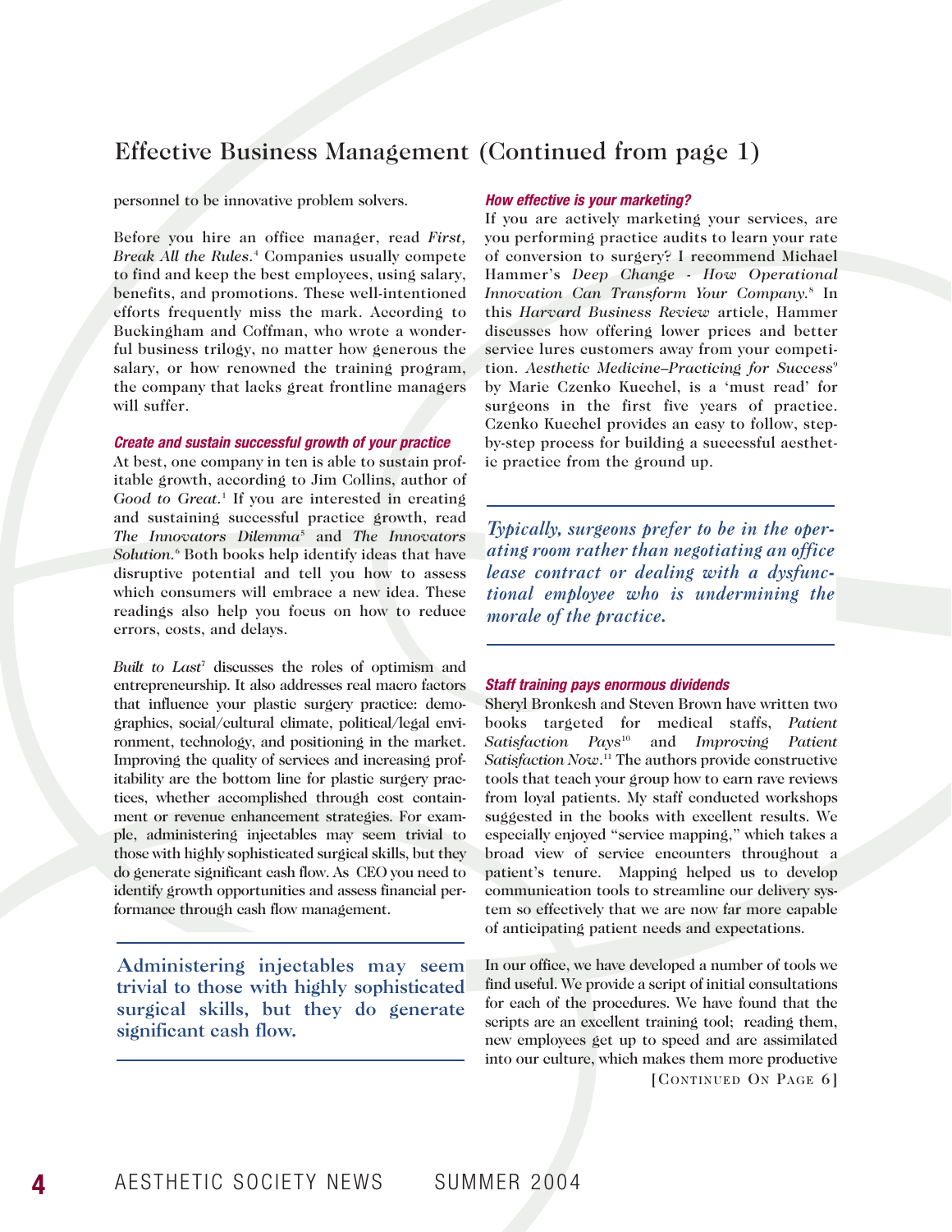## Effective Business Management (Continued from page 1)

personnel to be innovative problem solvers.

Before you hire an office manager, read *First, Break All the Rules.*[4] Companies usually compete to find and keep the best employees, using salary, benefits, and promotions. These well-intentioned efforts frequently miss the mark. According to Buckingham and Coffman, who wrote a wonderful business trilogy, no matter how generous the salary, or how renowned the training program, the company that lacks great frontline managers will suffer.

***Create and sustain successful growth of your practice***

At best, one company in ten is able to sustain profitable growth, according to Jim Collins, author of *Good to Great.*[1] If you are interested in creating and sustaining successful practice growth, read *The Innovators Dilemma*[5] and *The Innovators Solution.*[6] Both books help identify ideas that have disruptive potential and tell you how to assess which consumers will embrace a new idea. These readings also help you focus on how to reduce errors, costs, and delays.

*Built to Last*[7] discusses the roles of optimism and entrepreneurship. It also addresses real macro factors that influence your plastic surgery practice: demographics, social/cultural climate, political/legal environment, technology, and positioning in the market. Improving the quality of services and increasing profitability are the bottom line for plastic surgery practices, whether accomplished through cost containment or revenue enhancement strategies. For example, administering injectables may seem trivial to those with highly sophisticated surgical skills, but they do generate significant cash flow. As CEO you need to identify growth opportunities and assess financial performance through cash flow management.

**Administering injectables may seem trivial to those with highly sophisticated surgical skills, but they do generate significant cash flow.**

***How effective is your marketing?***

If you are actively marketing your services, are you performing practice audits to learn your rate of conversion to surgery? I recommend Michael Hammer's *Deep Change - How Operational Innovation Can Transform Your Company.*[8] In this *Harvard Business Review* article, Hammer discusses how offering lower prices and better service lures customers away from your competition. *Aesthetic Medicine–Practicing for Success*[9] by Marie Czenko Kuechel, is a 'must read' for surgeons in the first five years of practice. Czenko Kuechel provides an easy to follow, step-by-step process for building a successful aesthetic practice from the ground up.

***Typically, surgeons prefer to be in the operating room rather than negotiating an office lease contract or dealing with a dysfunctional employee who is undermining the morale of the practice.***

***Staff training pays enormous dividends***

Sheryl Bronkesh and Steven Brown have written two books targeted for medical staffs, *Patient Satisfaction Pays*[10] and *Improving Patient Satisfaction Now*.[11] The authors provide constructive tools that teach your group how to earn rave reviews from loyal patients. My staff conducted workshops suggested in the books with excellent results. We especially enjoyed "service mapping," which takes a broad view of service encounters throughout a patient's tenure. Mapping helped us to develop communication tools to streamline our delivery system so effectively that we are now far more capable of anticipating patient needs and expectations.

In our office, we have developed a number of tools we find useful. We provide a script of initial consultations for each of the procedures. We have found that the scripts are an excellent training tool; reading them, new employees get up to speed and are assimilated into our culture, which makes them more productive

[Continued On Page 6]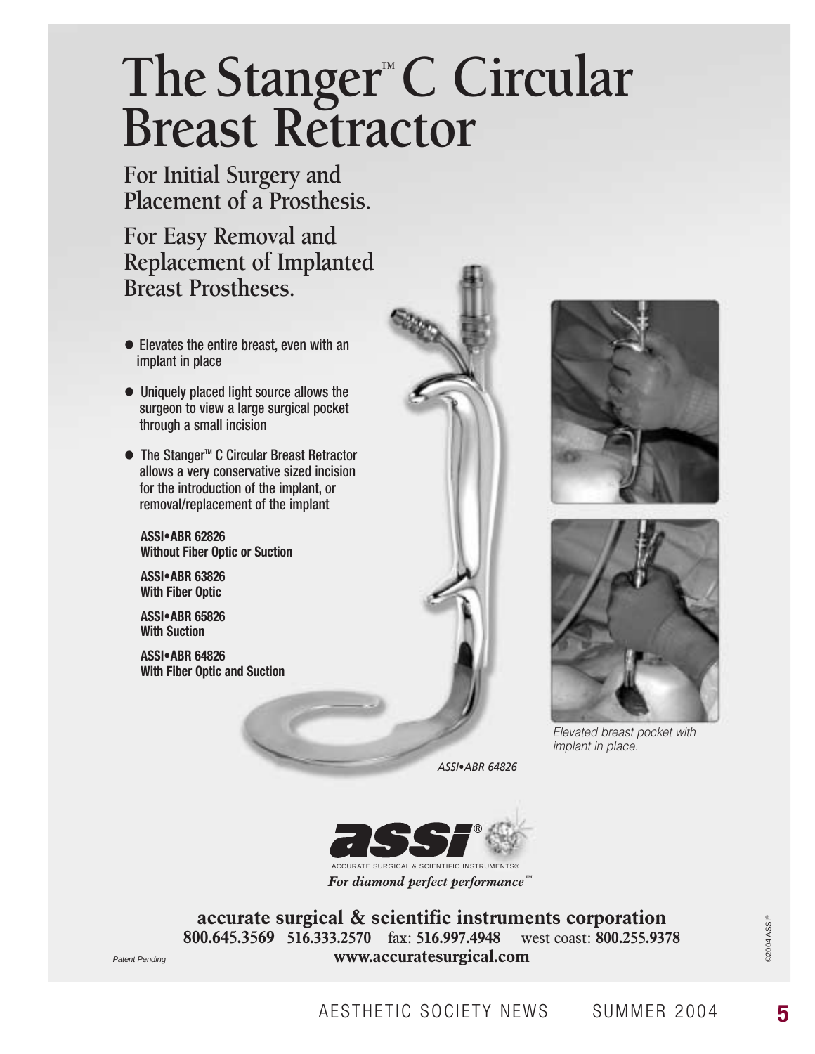# The Stanger™ C Circular Breast Retractor

## For Initial Surgery and Placement of a Prosthesis.

## For Easy Removal and Replacement of Implanted Breast Prostheses.

- Elevates the entire breast, even with an implant in place
- Uniquely placed light source allows the surgeon to view a large surgical pocket through a small incision
- The Stanger™ C Circular Breast Retractor allows a very conservative sized incision for the introduction of the implant, or removal/replacement of the implant

**ASSI•ABR 62826**
**Without Fiber Optic or Suction**

**ASSI•ABR 63826**
**With Fiber Optic**

**ASSI•ABR 65826**
**With Suction**

**ASSI•ABR 64826**
**With Fiber Optic and Suction**

*ASSI•ABR 64826*

*Elevated breast pocket with implant in place.*

assi®
ACCURATE SURGICAL & SCIENTIFIC INSTRUMENTS®
*For diamond perfect performance™*

**accurate surgical & scientific instruments corporation**
**800.645.3569** **516.333.2570** fax: **516.997.4948** west coast: **800.255.9378**
**www.accuratesurgical.com**

*Patent Pending*

©2004 ASSI®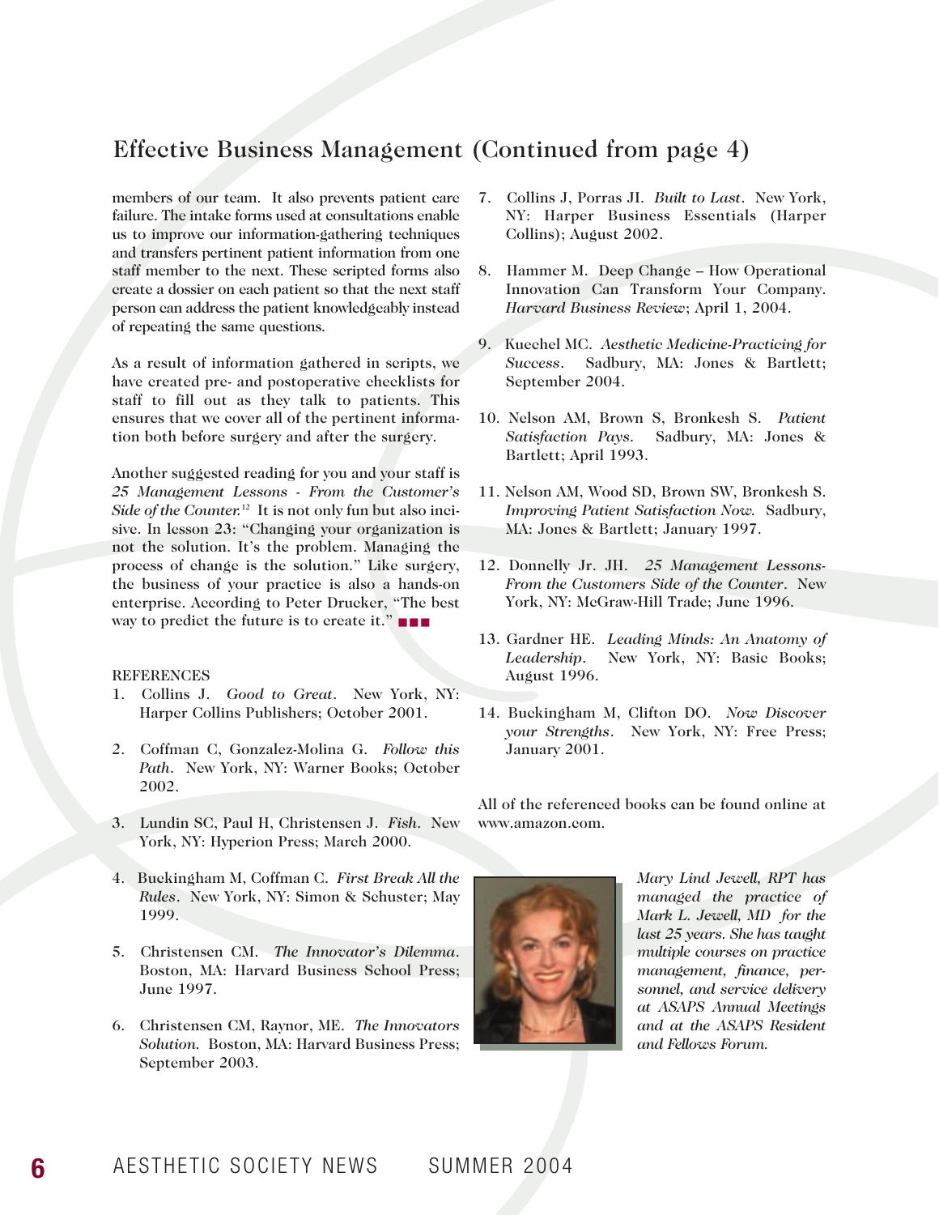## Effective Business Management (Continued from page 4)

members of our team. It also prevents patient care failure. The intake forms used at consultations enable us to improve our information-gathering techniques and transfers pertinent patient information from one staff member to the next. These scripted forms also create a dossier on each patient so that the next staff person can address the patient knowledgeably instead of repeating the same questions.

As a result of information gathered in scripts, we have created pre- and postoperative checklists for staff to fill out as they talk to patients. This ensures that we cover all of the pertinent information both before surgery and after the surgery.

Another suggested reading for you and your staff is *25 Management Lessons - From the Customer's Side of the Counter.*[12] It is not only fun but also incisive. In lesson 23: "Changing your organization is not the solution. It's the problem. Managing the process of change is the solution." Like surgery, the business of your practice is also a hands-on enterprise. According to Peter Drucker, "The best way to predict the future is to create it." ■■■

REFERENCES

1. Collins J. *Good to Great*. New York, NY: Harper Collins Publishers; October 2001.
2. Coffman C, Gonzalez-Molina G. *Follow this Path*. New York, NY: Warner Books; October 2002.
3. Lundin SC, Paul H, Christensen J. *Fish*. New York, NY: Hyperion Press; March 2000.
4. Buckingham M, Coffman C. *First Break All the Rules*. New York, NY: Simon & Schuster; May 1999.
5. Christensen CM. *The Innovator's Dilemma*. Boston, MA: Harvard Business School Press; June 1997.
6. Christensen CM, Raynor, ME. *The Innovators Solution.* Boston, MA: Harvard Business Press; September 2003.
7. Collins J, Porras JI. *Built to Last*. New York, NY: Harper Business Essentials (Harper Collins); August 2002.
8. Hammer M. Deep Change – How Operational Innovation Can Transform Your Company. *Harvard Business Review*; April 1, 2004.
9. Kuechel MC. *Aesthetic Medicine-Practicing for Success*. Sadbury, MA: Jones & Bartlett; September 2004.
10. Nelson AM, Brown S, Bronkesh S. *Patient Satisfaction Pays*. Sadbury, MA: Jones & Bartlett; April 1993.
11. Nelson AM, Wood SD, Brown SW, Bronkesh S. *Improving Patient Satisfaction Now.* Sadbury, MA: Jones & Bartlett; January 1997.
12. Donnelly Jr. JH. *25 Management Lessons-From the Customers Side of the Counter*. New York, NY: McGraw-Hill Trade; June 1996.
13. Gardner HE. *Leading Minds: An Anatomy of Leadership*. New York, NY: Basic Books; August 1996.
14. Buckingham M, Clifton DO. *Now Discover your Strengths*. New York, NY: Free Press; January 2001.

All of the referenced books can be found online at www.amazon.com.

*Mary Lind Jewell, RPT has managed the practice of Mark L. Jewell, MD for the last 25 years. She has taught multiple courses on practice management, finance, personnel, and service delivery at ASAPS Annual Meetings and at the ASAPS Resident and Fellows Forum.*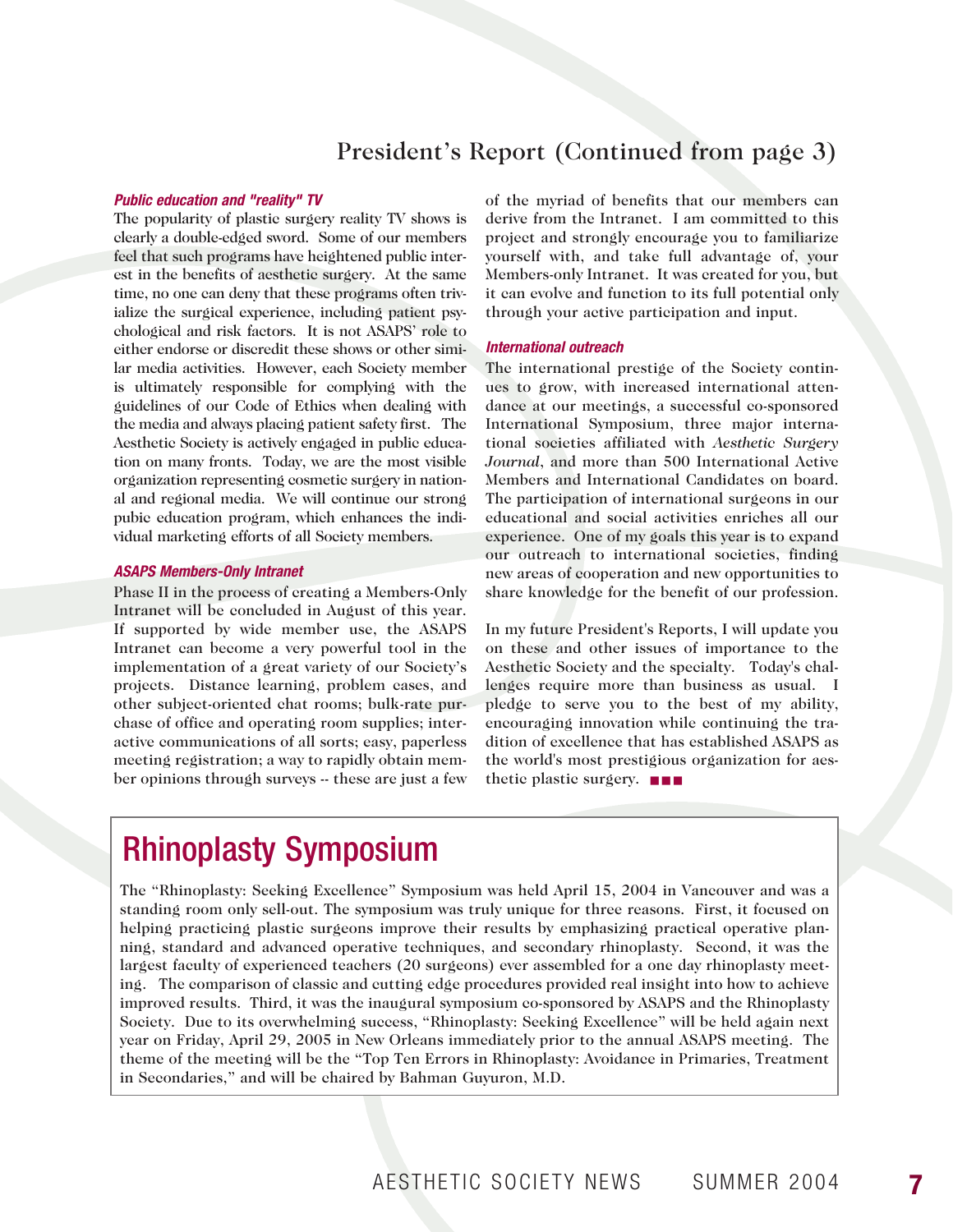## President's Report (Continued from page 3)

***Public education and "reality" TV***

The popularity of plastic surgery reality TV shows is clearly a double-edged sword. Some of our members feel that such programs have heightened public interest in the benefits of aesthetic surgery. At the same time, no one can deny that these programs often trivialize the surgical experience, including patient psychological and risk factors. It is not ASAPS' role to either endorse or discredit these shows or other similar media activities. However, each Society member is ultimately responsible for complying with the guidelines of our Code of Ethics when dealing with the media and always placing patient safety first. The Aesthetic Society is actively engaged in public education on many fronts. Today, we are the most visible organization representing cosmetic surgery in national and regional media. We will continue our strong pubic education program, which enhances the individual marketing efforts of all Society members.

***ASAPS Members-Only Intranet***

Phase II in the process of creating a Members-Only Intranet will be concluded in August of this year. If supported by wide member use, the ASAPS Intranet can become a very powerful tool in the implementation of a great variety of our Society's projects. Distance learning, problem cases, and other subject-oriented chat rooms; bulk-rate purchase of office and operating room supplies; interactive communications of all sorts; easy, paperless meeting registration; a way to rapidly obtain member opinions through surveys -- these are just a few of the myriad of benefits that our members can derive from the Intranet. I am committed to this project and strongly encourage you to familiarize yourself with, and take full advantage of, your Members-only Intranet. It was created for you, but it can evolve and function to its full potential only through your active participation and input.

***International outreach***

The international prestige of the Society continues to grow, with increased international attendance at our meetings, a successful co-sponsored International Symposium, three major international societies affiliated with *Aesthetic Surgery Journal*, and more than 500 International Active Members and International Candidates on board. The participation of international surgeons in our educational and social activities enriches all our experience. One of my goals this year is to expand our outreach to international societies, finding new areas of cooperation and new opportunities to share knowledge for the benefit of our profession.

In my future President's Reports, I will update you on these and other issues of importance to the Aesthetic Society and the specialty. Today's challenges require more than business as usual. I pledge to serve you to the best of my ability, encouraging innovation while continuing the tradition of excellence that has established ASAPS as the world's most prestigious organization for aesthetic plastic surgery. ■■■

## Rhinoplasty Symposium

The "Rhinoplasty: Seeking Excellence" Symposium was held April 15, 2004 in Vancouver and was a standing room only sell-out. The symposium was truly unique for three reasons. First, it focused on helping practicing plastic surgeons improve their results by emphasizing practical operative planning, standard and advanced operative techniques, and secondary rhinoplasty. Second, it was the largest faculty of experienced teachers (20 surgeons) ever assembled for a one day rhinoplasty meeting. The comparison of classic and cutting edge procedures provided real insight into how to achieve improved results. Third, it was the inaugural symposium co-sponsored by ASAPS and the Rhinoplasty Society. Due to its overwhelming success, "Rhinoplasty: Seeking Excellence" will be held again next year on Friday, April 29, 2005 in New Orleans immediately prior to the annual ASAPS meeting. The theme of the meeting will be the "Top Ten Errors in Rhinoplasty: Avoidance in Primaries, Treatment in Secondaries," and will be chaired by Bahman Guyuron, M.D.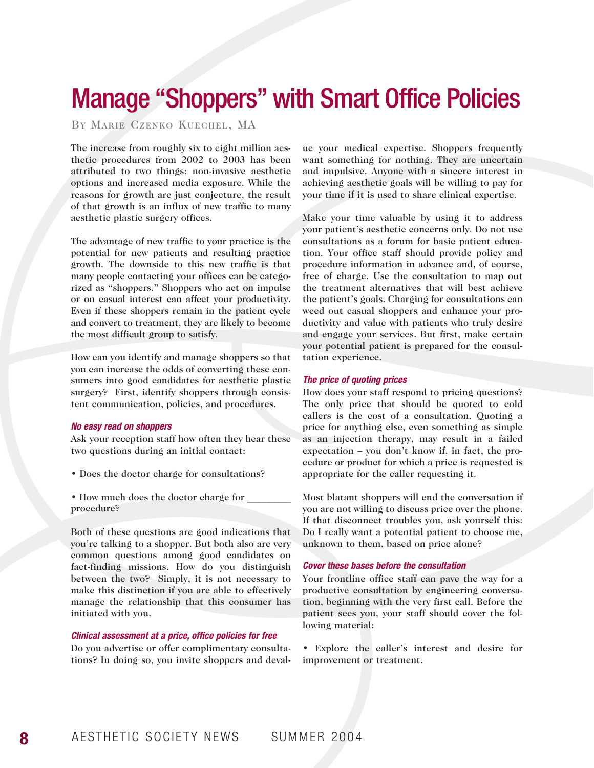# Manage "Shoppers" with Smart Office Policies

By Marie Czenko Kuechel, MA

The increase from roughly six to eight million aesthetic procedures from 2002 to 2003 has been attributed to two things: non-invasive aesthetic options and increased media exposure. While the reasons for growth are just conjecture, the result of that growth is an influx of new traffic to many aesthetic plastic surgery offices.

The advantage of new traffic to your practice is the potential for new patients and resulting practice growth. The downside to this new traffic is that many people contacting your offices can be categorized as "shoppers." Shoppers who act on impulse or on casual interest can affect your productivity. Even if these shoppers remain in the patient cycle and convert to treatment, they are likely to become the most difficult group to satisfy.

How can you identify and manage shoppers so that you can increase the odds of converting these consumers into good candidates for aesthetic plastic surgery? First, identify shoppers through consistent communication, policies, and procedures.

### *No easy read on shoppers*

Ask your reception staff how often they hear these two questions during an initial contact:

- Does the doctor charge for consultations?
- How much does the doctor charge for ________ procedure?

Both of these questions are good indications that you're talking to a shopper. But both also are very common questions among good candidates on fact-finding missions. How do you distinguish between the two? Simply, it is not necessary to make this distinction if you are able to effectively manage the relationship that this consumer has initiated with you.

### *Clinical assessment at a price, office policies for free*

Do you advertise or offer complimentary consultations? In doing so, you invite shoppers and devalue your medical expertise. Shoppers frequently want something for nothing. They are uncertain and impulsive. Anyone with a sincere interest in achieving aesthetic goals will be willing to pay for your time if it is used to share clinical expertise.

Make your time valuable by using it to address your patient's aesthetic concerns only. Do not use consultations as a forum for basic patient education. Your office staff should provide policy and procedure information in advance and, of course, free of charge. Use the consultation to map out the treatment alternatives that will best achieve the patient's goals. Charging for consultations can weed out casual shoppers and enhance your productivity and value with patients who truly desire and engage your services. But first, make certain your potential patient is prepared for the consultation experience.

### *The price of quoting prices*

How does your staff respond to pricing questions? The only price that should be quoted to cold callers is the cost of a consultation. Quoting a price for anything else, even something as simple as an injection therapy, may result in a failed expectation – you don't know if, in fact, the procedure or product for which a price is requested is appropriate for the caller requesting it.

Most blatant shoppers will end the conversation if you are not willing to discuss price over the phone. If that disconnect troubles you, ask yourself this: Do I really want a potential patient to choose me, unknown to them, based on price alone?

### *Cover these bases before the consultation*

Your frontline office staff can pave the way for a productive consultation by engineering conversation, beginning with the very first call. Before the patient sees you, your staff should cover the following material:

- Explore the caller's interest and desire for improvement or treatment.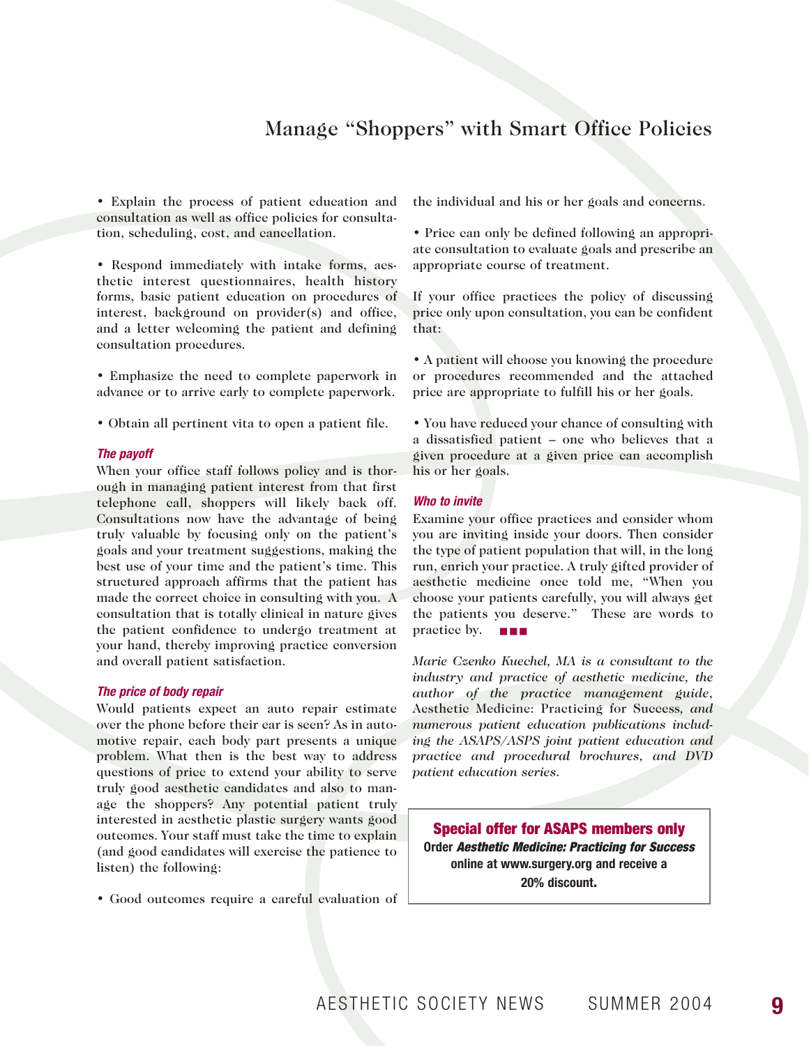## Manage "Shoppers" with Smart Office Policies

- Explain the process of patient education and consultation as well as office policies for consultation, scheduling, cost, and cancellation.

- Respond immediately with intake forms, aesthetic interest questionnaires, health history forms, basic patient education on procedures of interest, background on provider(s) and office, and a letter welcoming the patient and defining consultation procedures.

- Emphasize the need to complete paperwork in advance or to arrive early to complete paperwork.

- Obtain all pertinent vita to open a patient file.

### *The payoff*

When your office staff follows policy and is thorough in managing patient interest from that first telephone call, shoppers will likely back off. Consultations now have the advantage of being truly valuable by focusing only on the patient's goals and your treatment suggestions, making the best use of your time and the patient's time. This structured approach affirms that the patient has made the correct choice in consulting with you. A consultation that is totally clinical in nature gives the patient confidence to undergo treatment at your hand, thereby improving practice conversion and overall patient satisfaction.

### *The price of body repair*

Would patients expect an auto repair estimate over the phone before their car is seen? As in automotive repair, each body part presents a unique problem. What then is the best way to address questions of price to extend your ability to serve truly good aesthetic candidates and also to manage the shoppers? Any potential patient truly interested in aesthetic plastic surgery wants good outcomes. Your staff must take the time to explain (and good candidates will exercise the patience to listen) the following:

- Good outcomes require a careful evaluation of the individual and his or her goals and concerns.

- Price can only be defined following an appropriate consultation to evaluate goals and prescribe an appropriate course of treatment.

If your office practices the policy of discussing price only upon consultation, you can be confident that:

- A patient will choose you knowing the procedure or procedures recommended and the attached price are appropriate to fulfill his or her goals.

- You have reduced your chance of consulting with a dissatisfied patient – one who believes that a given procedure at a given price can accomplish his or her goals.

### *Who to invite*

Examine your office practices and consider whom you are inviting inside your doors. Then consider the type of patient population that will, in the long run, enrich your practice. A truly gifted provider of aesthetic medicine once told me, "When you choose your patients carefully, you will always get the patients you deserve." These are words to practice by. ■■■

*Marie Czenko Kuechel, MA is a consultant to the industry and practice of aesthetic medicine, the author of the practice management guide,* Aesthetic Medicine: Practicing for Success, *and numerous patient education publications including the ASAPS/ASPS joint patient education and practice and procedural brochures, and DVD patient education series.*

**Special offer for ASAPS members only**

**Order *Aesthetic Medicine: Practicing for Success* online at www.surgery.org and receive a 20% discount.**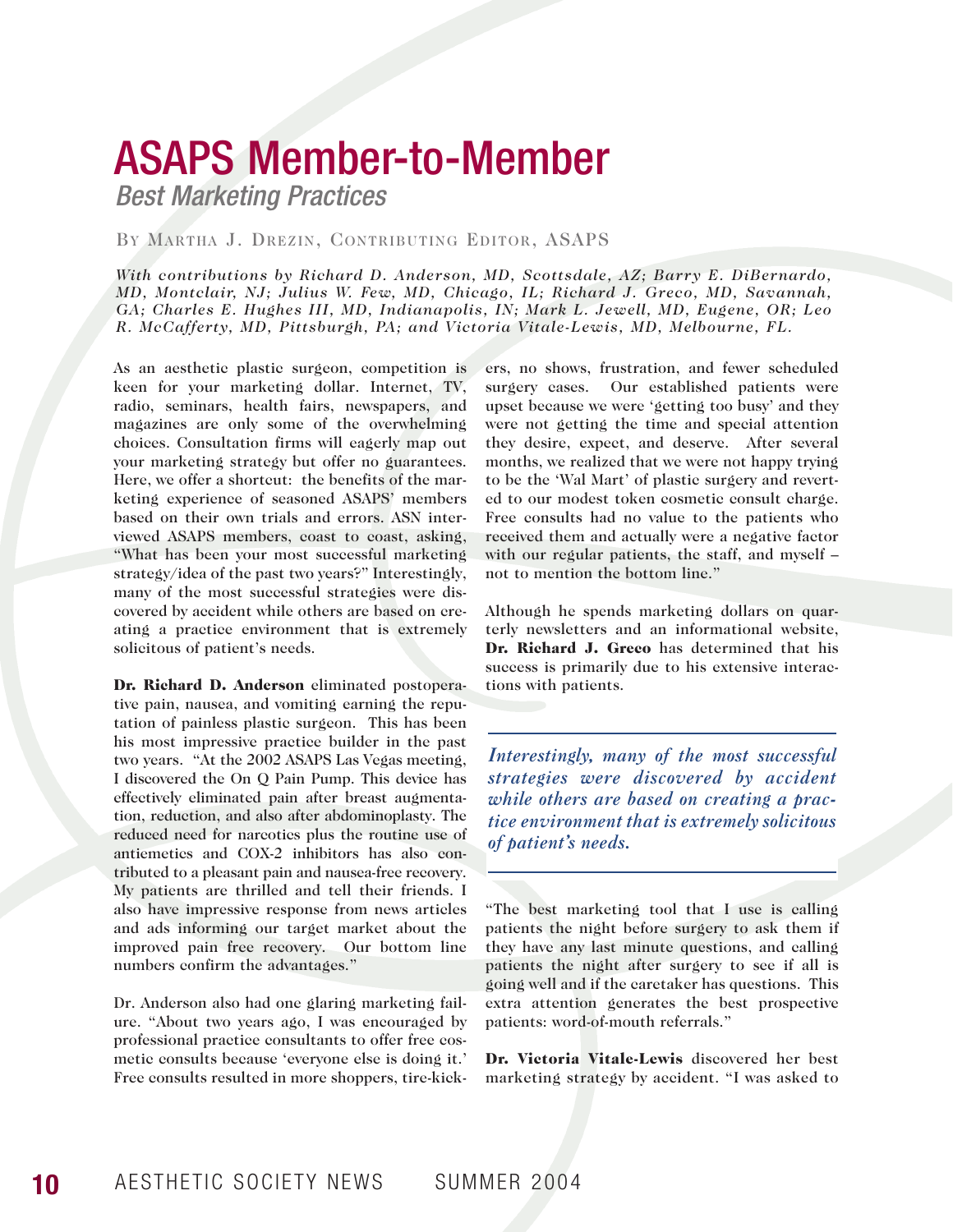# ASAPS Member-to-Member

## *Best Marketing Practices*

By Martha J. Drezin, Contributing Editor, ASAPS

*With contributions by Richard D. Anderson, MD, Scottsdale, AZ; Barry E. DiBernardo, MD, Montclair, NJ; Julius W. Few, MD, Chicago, IL; Richard J. Greco, MD, Savannah, GA; Charles E. Hughes III, MD, Indianapolis, IN; Mark L. Jewell, MD, Eugene, OR; Leo R. McCafferty, MD, Pittsburgh, PA; and Victoria Vitale-Lewis, MD, Melbourne, FL.*

As an aesthetic plastic surgeon, competition is keen for your marketing dollar. Internet, TV, radio, seminars, health fairs, newspapers, and magazines are only some of the overwhelming choices. Consultation firms will eagerly map out your marketing strategy but offer no guarantees. Here, we offer a shortcut: the benefits of the marketing experience of seasoned ASAPS' members based on their own trials and errors. ASN interviewed ASAPS members, coast to coast, asking, "What has been your most successful marketing strategy/idea of the past two years?" Interestingly, many of the most successful strategies were discovered by accident while others are based on creating a practice environment that is extremely solicitous of patient's needs.

**Dr. Richard D. Anderson** eliminated postoperative pain, nausea, and vomiting earning the reputation of painless plastic surgeon. This has been his most impressive practice builder in the past two years. "At the 2002 ASAPS Las Vegas meeting, I discovered the On Q Pain Pump. This device has effectively eliminated pain after breast augmentation, reduction, and also after abdominoplasty. The reduced need for narcotics plus the routine use of antiemetics and COX-2 inhibitors has also contributed to a pleasant pain and nausea-free recovery. My patients are thrilled and tell their friends. I also have impressive response from news articles and ads informing our target market about the improved pain free recovery. Our bottom line numbers confirm the advantages."

Dr. Anderson also had one glaring marketing failure. "About two years ago, I was encouraged by professional practice consultants to offer free cosmetic consults because 'everyone else is doing it.' Free consults resulted in more shoppers, tire-kickers, no shows, frustration, and fewer scheduled surgery cases. Our established patients were upset because we were 'getting too busy' and they were not getting the time and special attention they desire, expect, and deserve. After several months, we realized that we were not happy trying to be the 'Wal Mart' of plastic surgery and reverted to our modest token cosmetic consult charge. Free consults had no value to the patients who received them and actually were a negative factor with our regular patients, the staff, and myself – not to mention the bottom line."

Although he spends marketing dollars on quarterly newsletters and an informational website, **Dr. Richard J. Greco** has determined that his success is primarily due to his extensive interactions with patients.

> *Interestingly, many of the most successful strategies were discovered by accident while others are based on creating a practice environment that is extremely solicitous of patient's needs.*

"The best marketing tool that I use is calling patients the night before surgery to ask them if they have any last minute questions, and calling patients the night after surgery to see if all is going well and if the caretaker has questions. This extra attention generates the best prospective patients: word-of-mouth referrals."

**Dr. Victoria Vitale-Lewis** discovered her best marketing strategy by accident. "I was asked to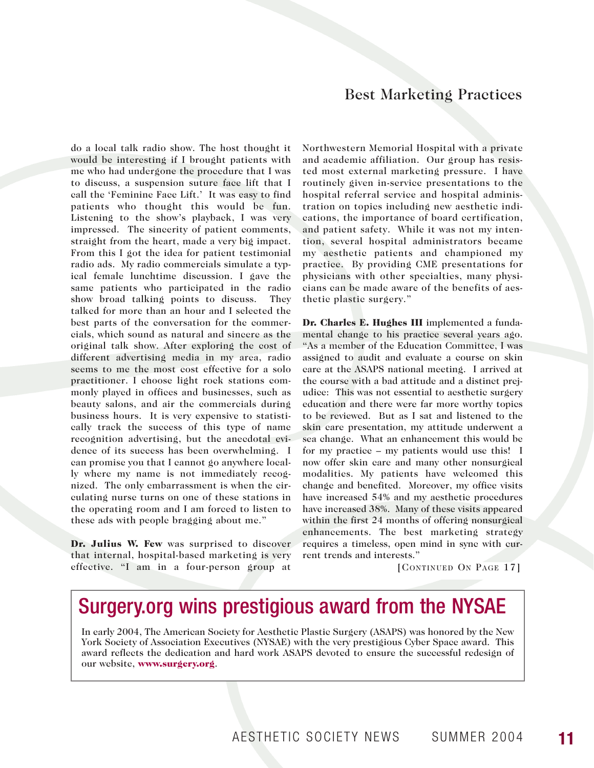do a local talk radio show. The host thought it would be interesting if I brought patients with me who had undergone the procedure that I was to discuss, a suspension suture face lift that I call the 'Feminine Face Lift.' It was easy to find patients who thought this would be fun. Listening to the show's playback, I was very impressed. The sincerity of patient comments, straight from the heart, made a very big impact. From this I got the idea for patient testimonial radio ads. My radio commercials simulate a typical female lunchtime discussion. I gave the same patients who participated in the radio show broad talking points to discuss. They talked for more than an hour and I selected the best parts of the conversation for the commercials, which sound as natural and sincere as the original talk show. After exploring the cost of different advertising media in my area, radio seems to me the most cost effective for a solo practitioner. I choose light rock stations commonly played in offices and businesses, such as beauty salons, and air the commercials during business hours. It is very expensive to statistically track the success of this type of name recognition advertising, but the anecdotal evidence of its success has been overwhelming. I can promise you that I cannot go anywhere locally where my name is not immediately recognized. The only embarrassment is when the circulating nurse turns on one of these stations in the operating room and I am forced to listen to these ads with people bragging about me."

**Dr. Julius W. Few** was surprised to discover that internal, hospital-based marketing is very effective. "I am in a four-person group at Northwestern Memorial Hospital with a private and academic affiliation. Our group has resisted most external marketing pressure. I have routinely given in-service presentations to the hospital referral service and hospital administration on topics including new aesthetic indications, the importance of board certification, and patient safety. While it was not my intention, several hospital administrators became my aesthetic patients and championed my practice. By providing CME presentations for physicians with other specialties, many physicians can be made aware of the benefits of aesthetic plastic surgery."

**Dr. Charles E. Hughes III** implemented a fundamental change to his practice several years ago. "As a member of the Education Committee, I was assigned to audit and evaluate a course on skin care at the ASAPS national meeting. I arrived at the course with a bad attitude and a distinct prejudice: This was not essential to aesthetic surgery education and there were far more worthy topics to be reviewed. But as I sat and listened to the skin care presentation, my attitude underwent a sea change. What an enhancement this would be for my practice – my patients would use this! I now offer skin care and many other nonsurgical modalities. My patients have welcomed this change and benefited. Moreover, my office visits have increased 54% and my aesthetic procedures have increased 38%. Many of these visits appeared within the first 24 months of offering nonsurgical enhancements. The best marketing strategy requires a timeless, open mind in sync with current trends and interests."

[CONTINUED ON PAGE 17]

## Surgery.org wins prestigious award from the NYSAE

In early 2004, The American Society for Aesthetic Plastic Surgery (ASAPS) was honored by the New York Society of Association Executives (NYSAE) with the very prestigious Cyber Space award. This award reflects the dedication and hard work ASAPS devoted to ensure the successful redesign of our website, **www.surgery.org**.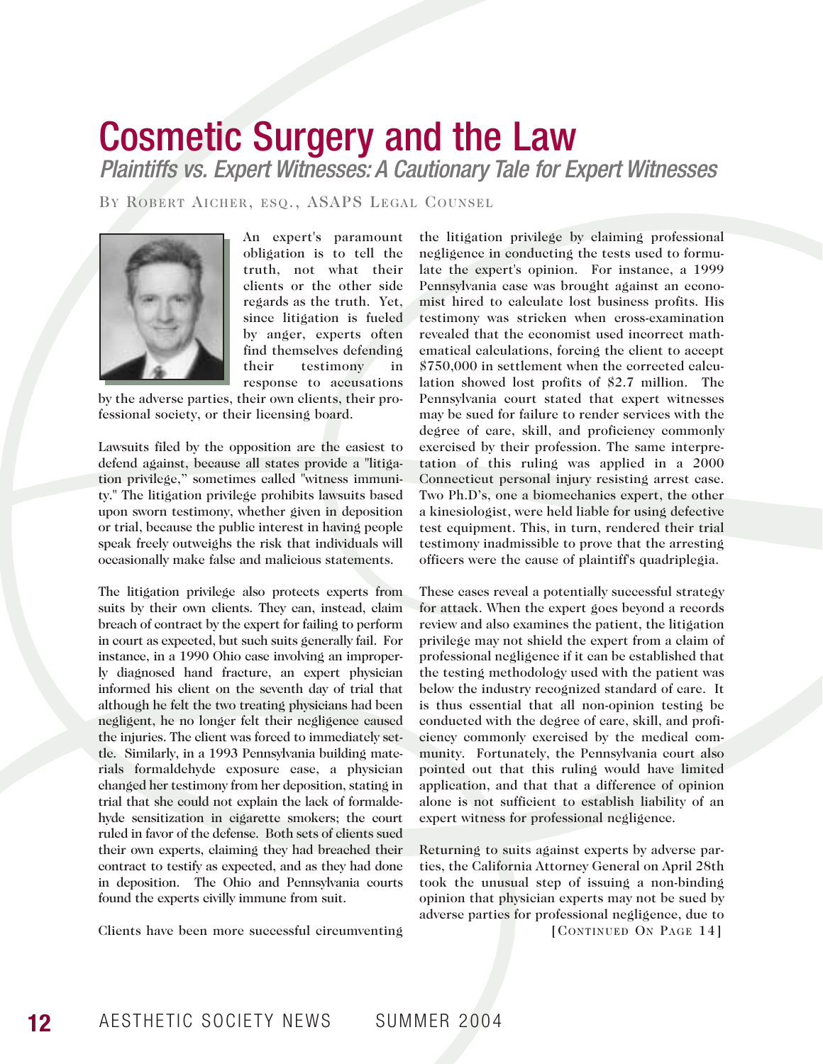# Cosmetic Surgery and the Law

## *Plaintiffs vs. Expert Witnesses: A Cautionary Tale for Expert Witnesses*

By Robert Aicher, esq., ASAPS Legal Counsel

An expert's paramount obligation is to tell the truth, not what their clients or the other side regards as the truth. Yet, since litigation is fueled by anger, experts often find themselves defending their testimony in response to accusations by the adverse parties, their own clients, their professional society, or their licensing board.

Lawsuits filed by the opposition are the easiest to defend against, because all states provide a "litigation privilege," sometimes called "witness immunity." The litigation privilege prohibits lawsuits based upon sworn testimony, whether given in deposition or trial, because the public interest in having people speak freely outweighs the risk that individuals will occasionally make false and malicious statements.

The litigation privilege also protects experts from suits by their own clients. They can, instead, claim breach of contract by the expert for failing to perform in court as expected, but such suits generally fail. For instance, in a 1990 Ohio case involving an improperly diagnosed hand fracture, an expert physician informed his client on the seventh day of trial that although he felt the two treating physicians had been negligent, he no longer felt their negligence caused the injuries. The client was forced to immediately settle. Similarly, in a 1993 Pennsylvania building materials formaldehyde exposure case, a physician changed her testimony from her deposition, stating in trial that she could not explain the lack of formaldehyde sensitization in cigarette smokers; the court ruled in favor of the defense. Both sets of clients sued their own experts, claiming they had breached their contract to testify as expected, and as they had done in deposition. The Ohio and Pennsylvania courts found the experts civilly immune from suit.

Clients have been more successful circumventing the litigation privilege by claiming professional negligence in conducting the tests used to formulate the expert's opinion. For instance, a 1999 Pennsylvania case was brought against an economist hired to calculate lost business profits. His testimony was stricken when cross-examination revealed that the economist used incorrect mathematical calculations, forcing the client to accept $750,000 in settlement when the corrected calculation showed lost profits of $2.7 million. The Pennsylvania court stated that expert witnesses may be sued for failure to render services with the degree of care, skill, and proficiency commonly exercised by their profession. The same interpretation of this ruling was applied in a 2000 Connecticut personal injury resisting arrest case. Two Ph.D's, one a biomechanics expert, the other a kinesiologist, were held liable for using defective test equipment. This, in turn, rendered their trial testimony inadmissible to prove that the arresting officers were the cause of plaintiff's quadriplegia.

These cases reveal a potentially successful strategy for attack. When the expert goes beyond a records review and also examines the patient, the litigation privilege may not shield the expert from a claim of professional negligence if it can be established that the testing methodology used with the patient was below the industry recognized standard of care. It is thus essential that all non-opinion testing be conducted with the degree of care, skill, and proficiency commonly exercised by the medical community. Fortunately, the Pennsylvania court also pointed out that this ruling would have limited application, and that that a difference of opinion alone is not sufficient to establish liability of an expert witness for professional negligence.

Returning to suits against experts by adverse parties, the California Attorney General on April 28th took the unusual step of issuing a non-binding opinion that physician experts may not be sued by adverse parties for professional negligence, due to

[Continued On Page 14]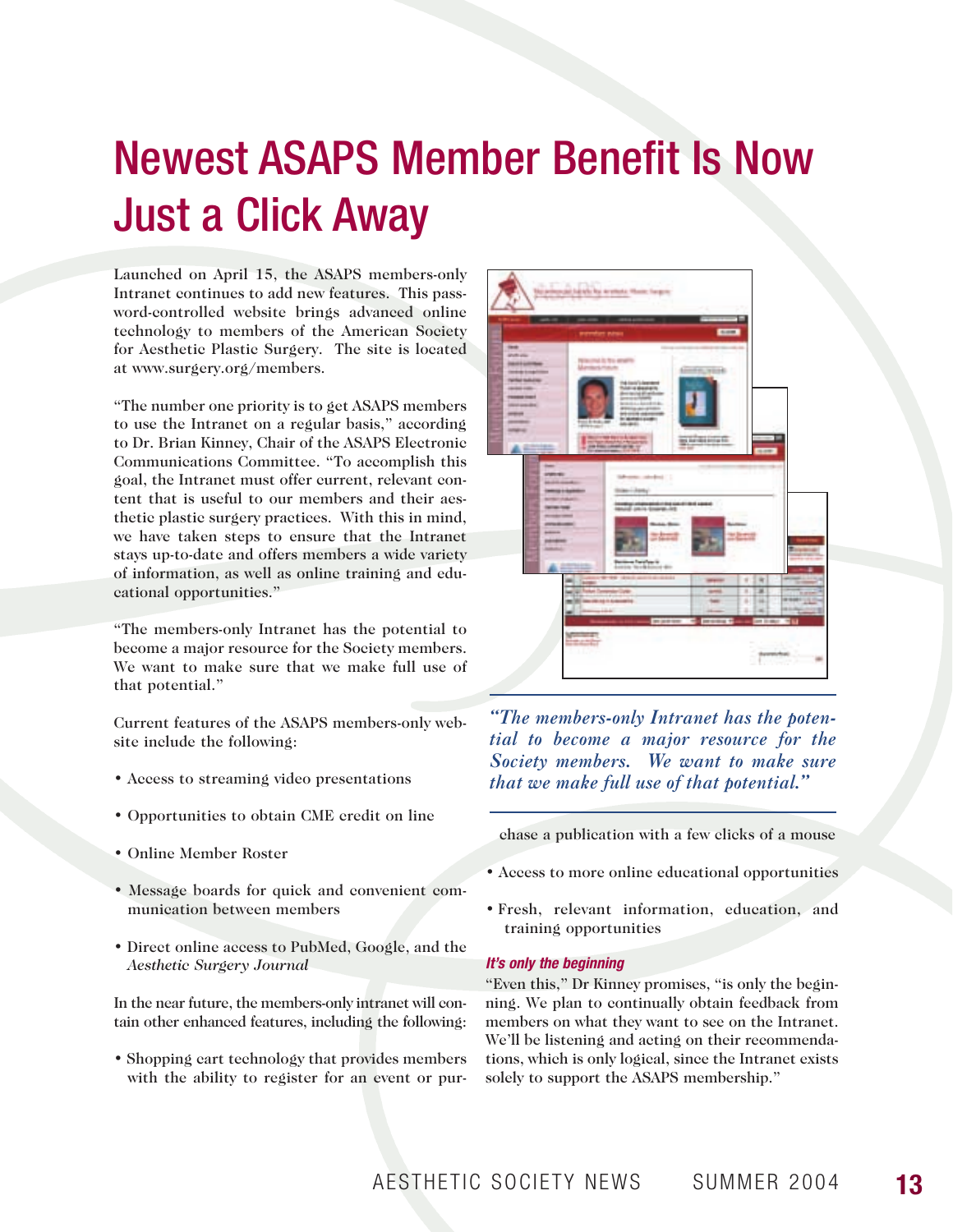# Newest ASAPS Member Benefit Is Now Just a Click Away

Launched on April 15, the ASAPS members-only Intranet continues to add new features. This password-controlled website brings advanced online technology to members of the American Society for Aesthetic Plastic Surgery. The site is located at www.surgery.org/members.

"The number one priority is to get ASAPS members to use the Intranet on a regular basis," according to Dr. Brian Kinney, Chair of the ASAPS Electronic Communications Committee. "To accomplish this goal, the Intranet must offer current, relevant content that is useful to our members and their aesthetic plastic surgery practices. With this in mind, we have taken steps to ensure that the Intranet stays up-to-date and offers members a wide variety of information, as well as online training and educational opportunities."

"The members-only Intranet has the potential to become a major resource for the Society members. We want to make sure that we make full use of that potential."

Current features of the ASAPS members-only website include the following:

- Access to streaming video presentations
- Opportunities to obtain CME credit on line
- Online Member Roster
- Message boards for quick and convenient communication between members
- Direct online access to PubMed, Google, and the *Aesthetic Surgery Journal*

In the near future, the members-only intranet will contain other enhanced features, including the following:

- Shopping cart technology that provides members with the ability to register for an event or purchase a publication with a few clicks of a mouse
- Access to more online educational opportunities
- Fresh, relevant information, education, and training opportunities

*"The members-only Intranet has the potential to become a major resource for the Society members. We want to make sure that we make full use of that potential."*

### *It's only the beginning*

"Even this," Dr Kinney promises, "is only the beginning. We plan to continually obtain feedback from members on what they want to see on the Intranet. We'll be listening and acting on their recommendations, which is only logical, since the Intranet exists solely to support the ASAPS membership."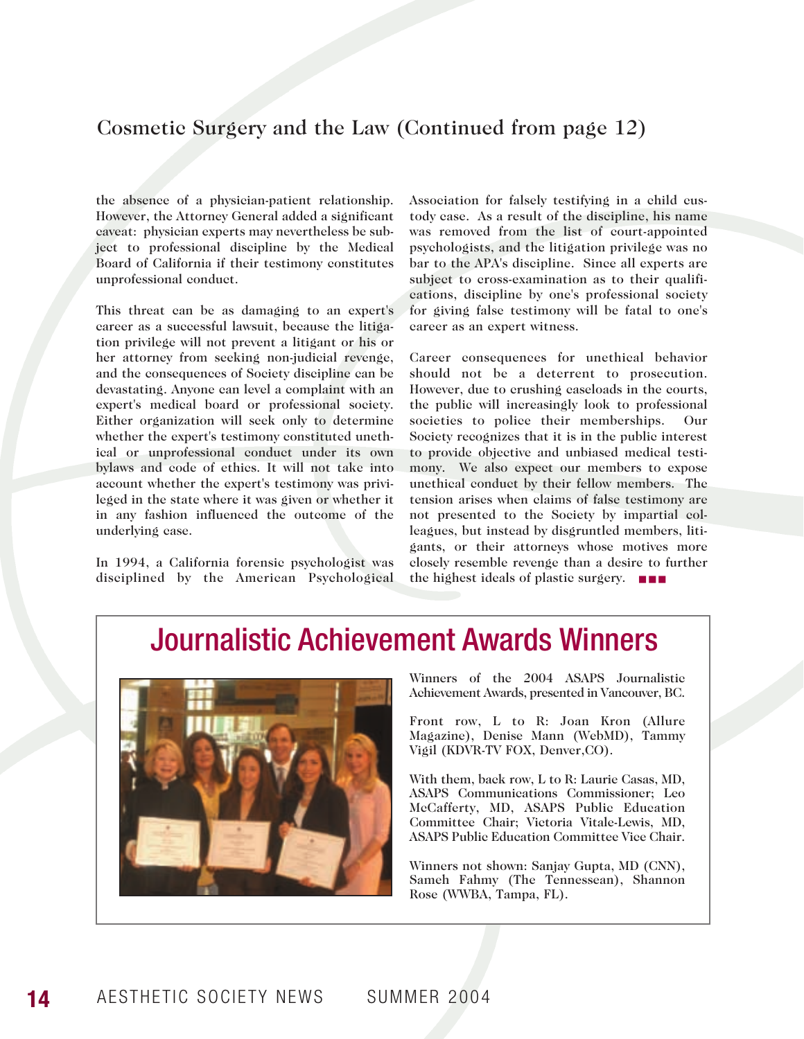## Cosmetic Surgery and the Law (Continued from page 12)

the absence of a physician-patient relationship. However, the Attorney General added a significant caveat: physician experts may nevertheless be subject to professional discipline by the Medical Board of California if their testimony constitutes unprofessional conduct.

This threat can be as damaging to an expert's career as a successful lawsuit, because the litigation privilege will not prevent a litigant or his or her attorney from seeking non-judicial revenge, and the consequences of Society discipline can be devastating. Anyone can level a complaint with an expert's medical board or professional society. Either organization will seek only to determine whether the expert's testimony constituted unethical or unprofessional conduct under its own bylaws and code of ethics. It will not take into account whether the expert's testimony was privileged in the state where it was given or whether it in any fashion influenced the outcome of the underlying case.

In 1994, a California forensic psychologist was disciplined by the American Psychological Association for falsely testifying in a child custody case. As a result of the discipline, his name was removed from the list of court-appointed psychologists, and the litigation privilege was no bar to the APA's discipline. Since all experts are subject to cross-examination as to their qualifications, discipline by one's professional society for giving false testimony will be fatal to one's career as an expert witness.

Career consequences for unethical behavior should not be a deterrent to prosecution. However, due to crushing caseloads in the courts, the public will increasingly look to professional societies to police their memberships. Our Society recognizes that it is in the public interest to provide objective and unbiased medical testimony. We also expect our members to expose unethical conduct by their fellow members. The tension arises when claims of false testimony are not presented to the Society by impartial colleagues, but instead by disgruntled members, litigants, or their attorneys whose motives more closely resemble revenge than a desire to further the highest ideals of plastic surgery. ■■■

## Journalistic Achievement Awards Winners

Winners of the 2004 ASAPS Journalistic Achievement Awards, presented in Vancouver, BC.

Front row, L to R: Joan Kron (Allure Magazine), Denise Mann (WebMD), Tammy Vigil (KDVR-TV FOX, Denver,CO).

With them, back row, L to R: Laurie Casas, MD, ASAPS Communications Commissioner; Leo McCafferty, MD, ASAPS Public Education Committee Chair; Victoria Vitale-Lewis, MD, ASAPS Public Education Committee Vice Chair.

Winners not shown: Sanjay Gupta, MD (CNN), Sameh Fahmy (The Tennessean), Shannon Rose (WWBA, Tampa, FL).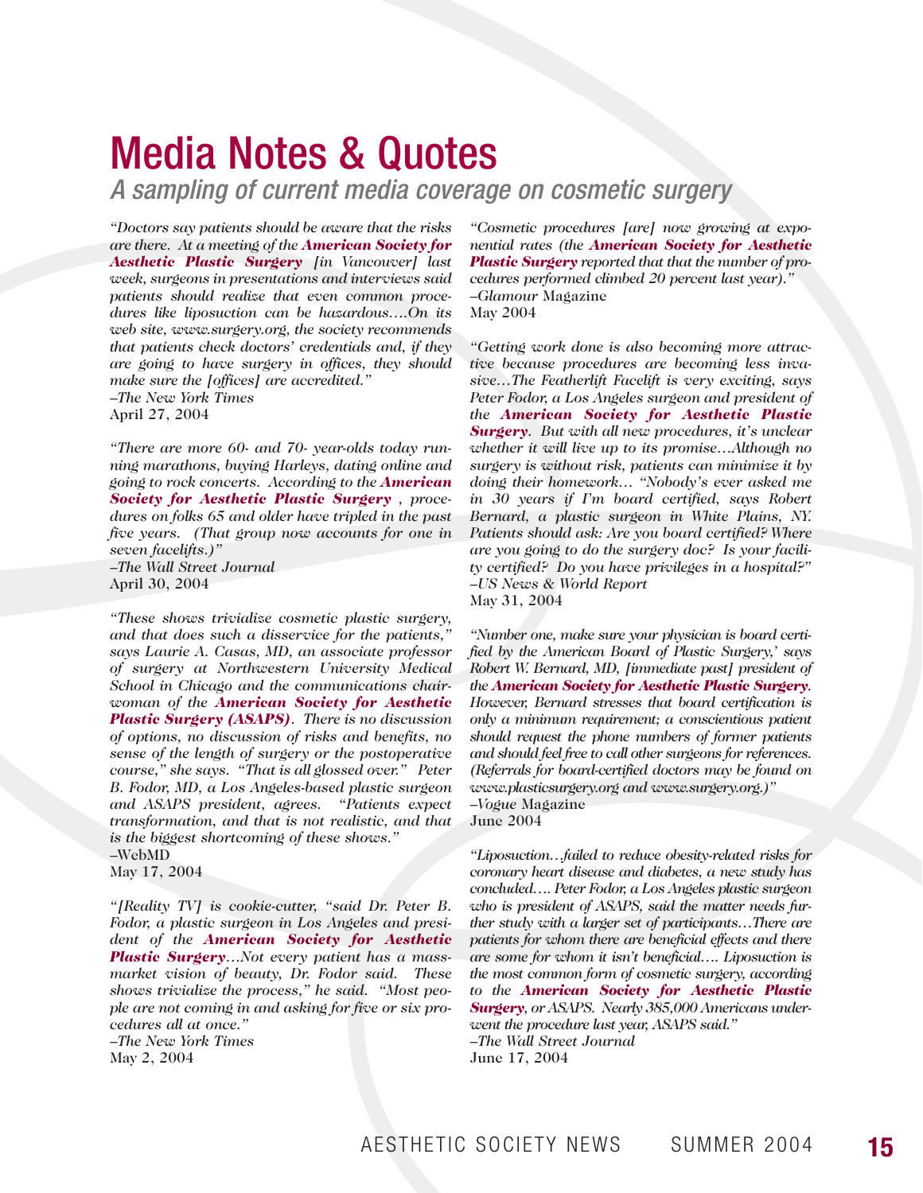# Media Notes & Quotes

*A sampling of current media coverage on cosmetic surgery*

*"Doctors say patients should be aware that the risks are there. At a meeting of the* ***American Society for Aesthetic Plastic Surgery*** *[in Vancouver] last week, surgeons in presentations and interviews said patients should realize that even common procedures like liposuction can be hazardous….On its web site, www.surgery.org, the society recommends that patients check doctors' credentials and, if they are going to have surgery in offices, they should make sure the [offices] are accredited."*
*–The New York Times*
April 27, 2004

*"There are more 60- and 70- year-olds today running marathons, buying Harleys, dating online and going to rock concerts. According to the* ***American Society for Aesthetic Plastic Surgery*** *, procedures on folks 65 and older have tripled in the past five years. (That group now accounts for one in seven facelifts.)"*
*–The Wall Street Journal*
April 30, 2004

*"These shows trivialize cosmetic plastic surgery, and that does such a disservice for the patients," says Laurie A. Casas, MD, an associate professor of surgery at Northwestern University Medical School in Chicago and the communications chairwoman of the* ***American Society for Aesthetic Plastic Surgery (ASAPS)****. There is no discussion of options, no discussion of risks and benefits, no sense of the length of surgery or the postoperative course," she says. "That is all glossed over." Peter B. Fodor, MD, a Los Angeles-based plastic surgeon and ASAPS president, agrees. "Patients expect transformation, and that is not realistic, and that is the biggest shortcoming of these shows."*
–WebMD
May 17, 2004

*"[Reality TV] is cookie-cutter, "said Dr. Peter B. Fodor, a plastic surgeon in Los Angeles and president of the* ***American Society for Aesthetic Plastic Surgery****…Not every patient has a mass-market vision of beauty, Dr. Fodor said. These shows trivialize the process," he said. "Most people are not coming in and asking for five or six procedures all at once."*
*–The New York Times*
May 2, 2004

*"Cosmetic procedures [are] now growing at exponential rates (the* ***American Society for Aesthetic Plastic Surgery*** *reported that that the number of procedures performed climbed 20 percent last year)."*
–*Glamour* Magazine
May 2004

*"Getting work done is also becoming more attractive because procedures are becoming less invasive…The Featherlift Facelift is very exciting, says Peter Fodor, a Los Angeles surgeon and president of the* ***American Society for Aesthetic Plastic Surgery****. But with all new procedures, it's unclear whether it will live up to its promise…Although no surgery is without risk, patients can minimize it by doing their homework… "Nobody's ever asked me in 30 years if I'm board certified, says Robert Bernard, a plastic surgeon in White Plains, NY. Patients should ask: Are you board certified? Where are you going to do the surgery doc? Is your facility certified? Do you have privileges in a hospital?"*
*–US News & World Report*
May 31, 2004

*"Number one, make sure your physician is board certified by the American Board of Plastic Surgery,' says Robert W. Bernard, MD, [immediate past] president of the* ***American Society for Aesthetic Plastic Surgery****. However, Bernard stresses that board certification is only a minimum requirement; a conscientious patient should request the phone numbers of former patients and should feel free to call other surgeons for references. (Referrals for board-certified doctors may be found on www.plasticsurgery.org and www.surgery.org.)"*
–*Vogue* Magazine
June 2004

*"Liposuction…failed to reduce obesity-related risks for coronary heart disease and diabetes, a new study has concluded…. Peter Fodor, a Los Angeles plastic surgeon who is president of ASAPS, said the matter needs further study with a larger set of participants…There are patients for whom there are beneficial effects and there are some for whom it isn't beneficial…. Liposuction is the most common form of cosmetic surgery, according to the* ***American Society for Aesthetic Plastic Surgery****, or ASAPS. Nearly 385,000 Americans underwent the procedure last year, ASAPS said."*
*–The Wall Street Journal*
June 17, 2004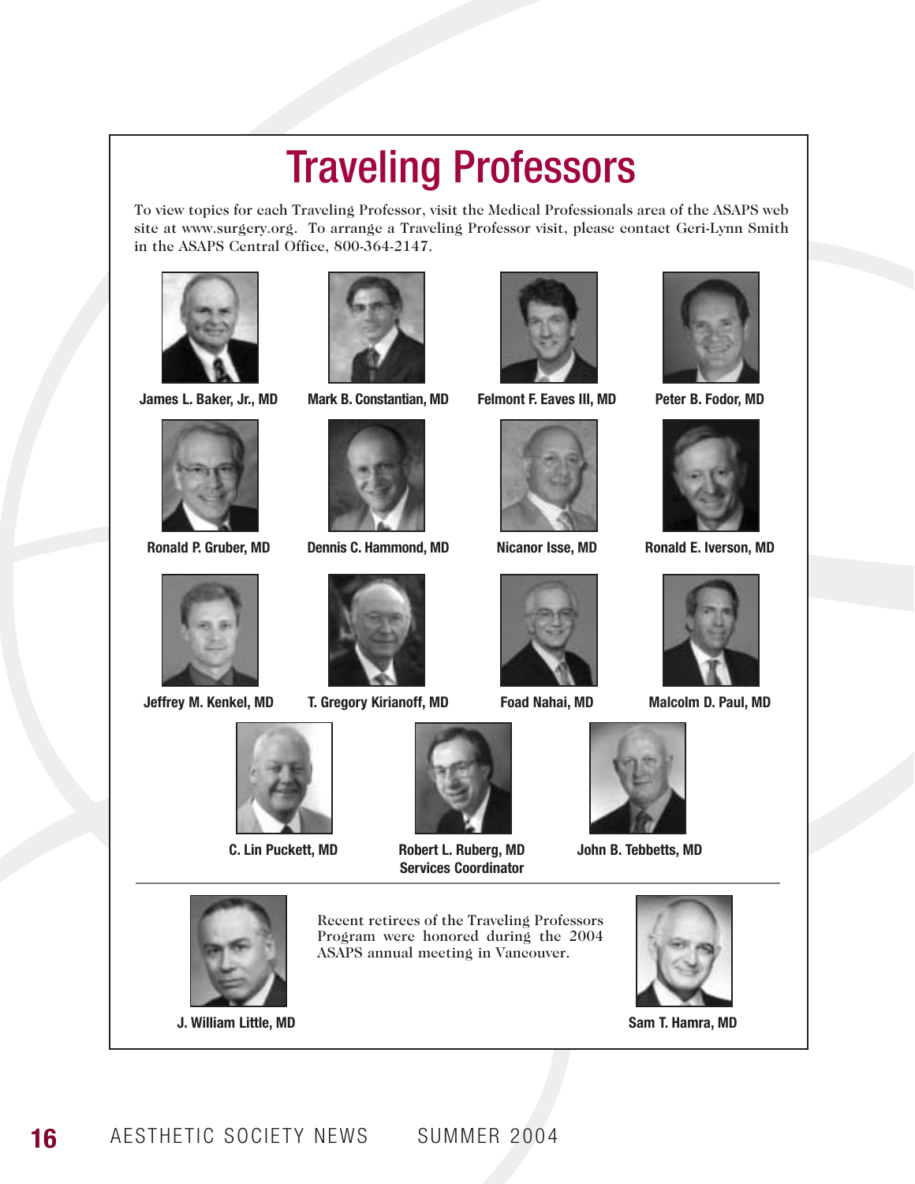# Traveling Professors

To view topics for each Traveling Professor, visit the Medical Professionals area of the ASAPS web site at www.surgery.org. To arrange a Traveling Professor visit, please contact Geri-Lynn Smith in the ASAPS Central Office, 800-364-2147.

**James L. Baker, Jr., MD**

**Mark B. Constantian, MD**

**Felmont F. Eaves III, MD**

**Peter B. Fodor, MD**

**Ronald P. Gruber, MD**

**Dennis C. Hammond, MD**

**Nicanor Isse, MD**

**Ronald E. Iverson, MD**

**Jeffrey M. Kenkel, MD**

**T. Gregory Kirianoff, MD**

**Foad Nahai, MD**

**Malcolm D. Paul, MD**

**C. Lin Puckett, MD**

**Robert L. Ruberg, MD**
**Services Coordinator**

**John B. Tebbetts, MD**

---

Recent retirees of the Traveling Professors Program were honored during the 2004 ASAPS annual meeting in Vancouver.

**J. William Little, MD**

**Sam T. Hamra, MD**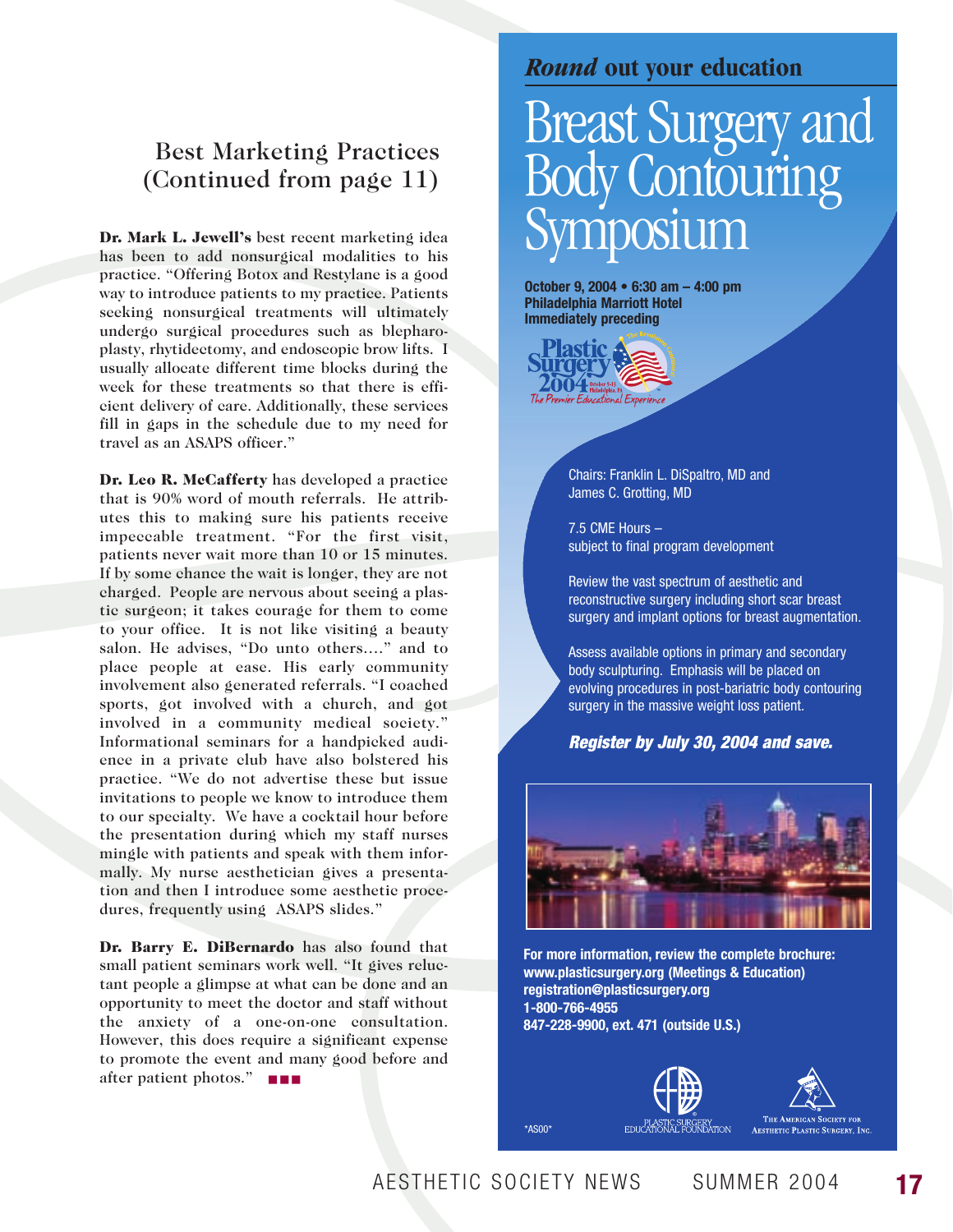## Best Marketing Practices (Continued from page 11)

**Dr. Mark L. Jewell's** best recent marketing idea has been to add nonsurgical modalities to his practice. "Offering Botox and Restylane is a good way to introduce patients to my practice. Patients seeking nonsurgical treatments will ultimately undergo surgical procedures such as blepharoplasty, rhytidectomy, and endoscopic brow lifts. I usually allocate different time blocks during the week for these treatments so that there is efficient delivery of care. Additionally, these services fill in gaps in the schedule due to my need for travel as an ASAPS officer."

**Dr. Leo R. McCafferty** has developed a practice that is 90% word of mouth referrals. He attributes this to making sure his patients receive impeccable treatment. "For the first visit, patients never wait more than 10 or 15 minutes. If by some chance the wait is longer, they are not charged. People are nervous about seeing a plastic surgeon; it takes courage for them to come to your office. It is not like visiting a beauty salon. He advises, "Do unto others…." and to place people at ease. His early community involvement also generated referrals. "I coached sports, got involved with a church, and got involved in a community medical society." Informational seminars for a handpicked audience in a private club have also bolstered his practice. "We do not advertise these but issue invitations to people we know to introduce them to our specialty. We have a cocktail hour before the presentation during which my staff nurses mingle with patients and speak with them informally. My nurse aesthetician gives a presentation and then I introduce some aesthetic procedures, frequently using ASAPS slides."

**Dr. Barry E. DiBernardo** has also found that small patient seminars work well. "It gives reluctant people a glimpse at what can be done and an opportunity to meet the doctor and staff without the anxiety of a one-on-one consultation. However, this does require a significant expense to promote the event and many good before and after patient photos." ■■■

***Round*** **out your education**

# Breast Surgery and Body Contouring Symposium

**October 9, 2004 • 6:30 am – 4:00 pm**
**Philadelphia Marriott Hotel**
**Immediately preceding**

Plastic Surgery 2004 — October 9-13, Philadelphia, PA — The Premier Educational Experience

Chairs: Franklin L. DiSpaltro, MD and James C. Grotting, MD

7.5 CME Hours – subject to final program development

Review the vast spectrum of aesthetic and reconstructive surgery including short scar breast surgery and implant options for breast augmentation.

Assess available options in primary and secondary body sculpturing. Emphasis will be placed on evolving procedures in post-bariatric body contouring surgery in the massive weight loss patient.

***Register by July 30, 2004 and save.***

**For more information, review the complete brochure:**
**www.plasticsurgery.org (Meetings & Education)**
**registration@plasticsurgery.org**
**1-800-766-4955**
**847-228-9900, ext. 471 (outside U.S.)**

*AS00*

Plastic Surgery Educational Foundation

The American Society for Aesthetic Plastic Surgery, Inc.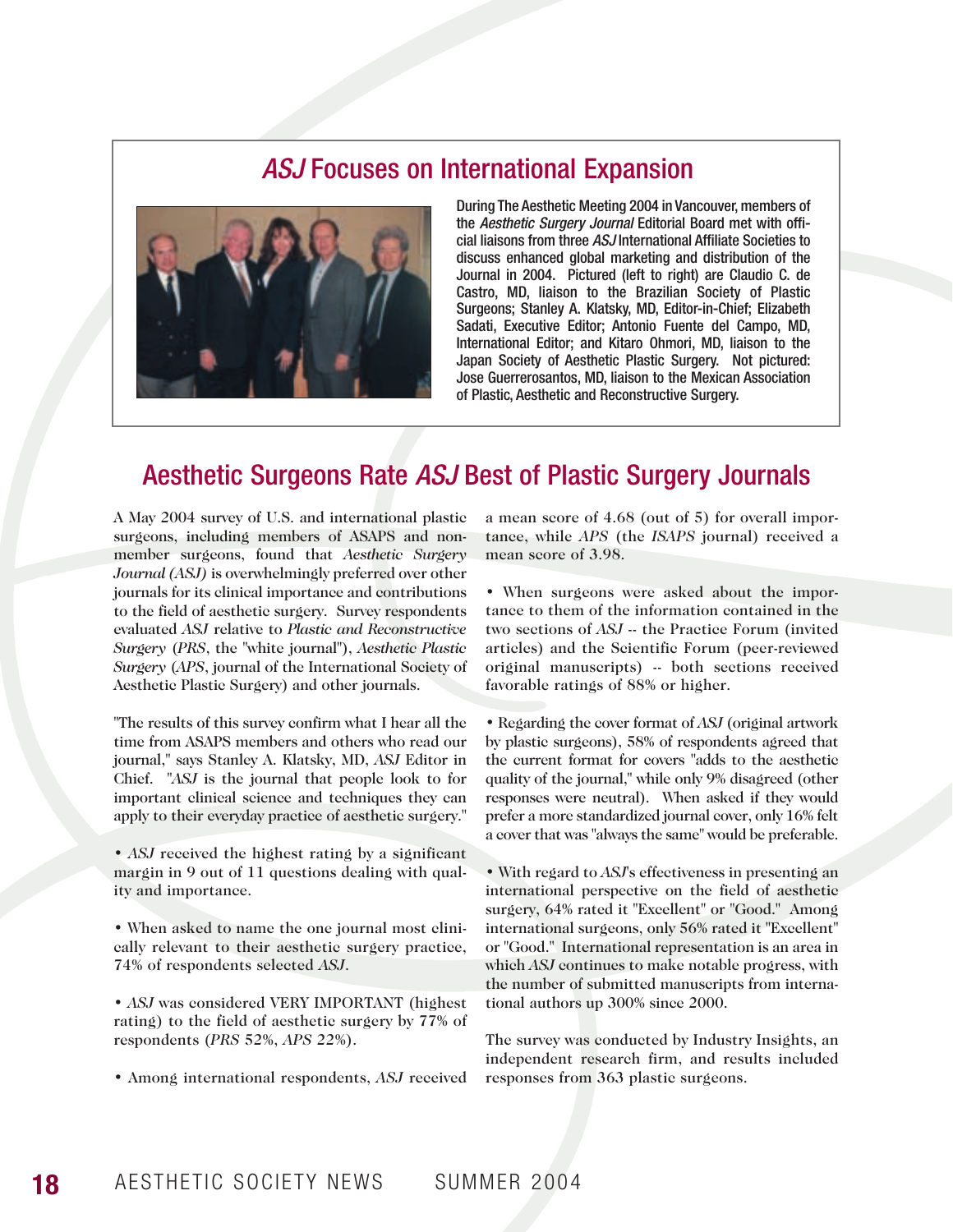## *ASJ* Focuses on International Expansion

During The Aesthetic Meeting 2004 in Vancouver, members of the *Aesthetic Surgery Journal* Editorial Board met with official liaisons from three *ASJ* International Affiliate Societies to discuss enhanced global marketing and distribution of the Journal in 2004. Pictured (left to right) are Claudio C. de Castro, MD, liaison to the Brazilian Society of Plastic Surgeons; Stanley A. Klatsky, MD, Editor-in-Chief; Elizabeth Sadati, Executive Editor; Antonio Fuente del Campo, MD, International Editor; and Kitaro Ohmori, MD, liaison to the Japan Society of Aesthetic Plastic Surgery. Not pictured: Jose Guerrerosantos, MD, liaison to the Mexican Association of Plastic, Aesthetic and Reconstructive Surgery.

## Aesthetic Surgeons Rate *ASJ* Best of Plastic Surgery Journals

A May 2004 survey of U.S. and international plastic surgeons, including members of ASAPS and non-member surgeons, found that *Aesthetic Surgery Journal (ASJ)* is overwhelmingly preferred over other journals for its clinical importance and contributions to the field of aesthetic surgery. Survey respondents evaluated *ASJ* relative to *Plastic and Reconstructive Surgery* (*PRS*, the "white journal"), *Aesthetic Plastic Surgery* (*APS*, journal of the International Society of Aesthetic Plastic Surgery) and other journals.

"The results of this survey confirm what I hear all the time from ASAPS members and others who read our journal," says Stanley A. Klatsky, MD, *ASJ* Editor in Chief. "*ASJ* is the journal that people look to for important clinical science and techniques they can apply to their everyday practice of aesthetic surgery."

• *ASJ* received the highest rating by a significant margin in 9 out of 11 questions dealing with quality and importance.

• When asked to name the one journal most clinically relevant to their aesthetic surgery practice, 74% of respondents selected *ASJ*.

• *ASJ* was considered VERY IMPORTANT (highest rating) to the field of aesthetic surgery by 77% of respondents (*PRS* 52%, *APS* 22%).

• Among international respondents, *ASJ* received a mean score of 4.68 (out of 5) for overall importance, while *APS* (the *ISAPS* journal) received a mean score of 3.98.

• When surgeons were asked about the importance to them of the information contained in the two sections of *ASJ* -- the Practice Forum (invited articles) and the Scientific Forum (peer-reviewed original manuscripts) -- both sections received favorable ratings of 88% or higher.

• Regarding the cover format of *ASJ* (original artwork by plastic surgeons), 58% of respondents agreed that the current format for covers "adds to the aesthetic quality of the journal," while only 9% disagreed (other responses were neutral). When asked if they would prefer a more standardized journal cover, only 16% felt a cover that was "always the same" would be preferable.

• With regard to *ASJ*'s effectiveness in presenting an international perspective on the field of aesthetic surgery, 64% rated it "Excellent" or "Good." Among international surgeons, only 56% rated it "Excellent" or "Good." International representation is an area in which *ASJ* continues to make notable progress, with the number of submitted manuscripts from international authors up 300% since 2000.

The survey was conducted by Industry Insights, an independent research firm, and results included responses from 363 plastic surgeons.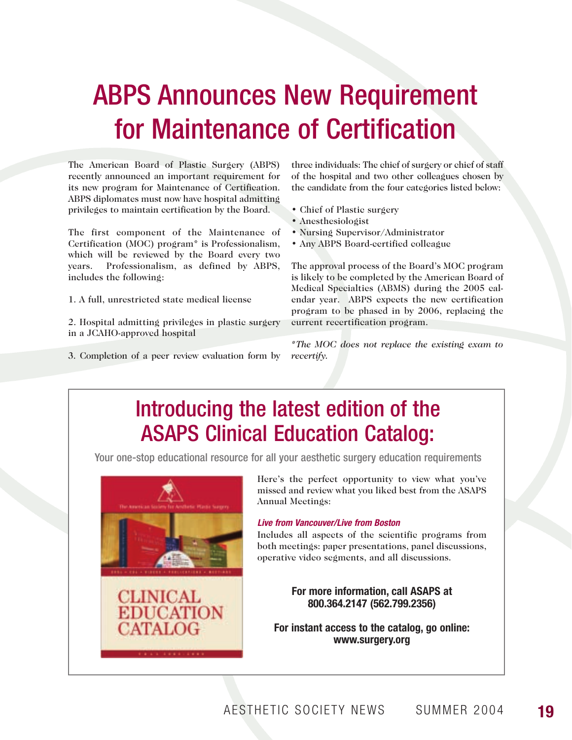# ABPS Announces New Requirement for Maintenance of Certification

The American Board of Plastic Surgery (ABPS) recently announced an important requirement for its new program for Maintenance of Certification. ABPS diplomates must now have hospital admitting privileges to maintain certification by the Board.

The first component of the Maintenance of Certification (MOC) program* is Professionalism, which will be reviewed by the Board every two years. Professionalism, as defined by ABPS, includes the following:

1. A full, unrestricted state medical license

2. Hospital admitting privileges in plastic surgery in a JCAHO-approved hospital

3. Completion of a peer review evaluation form by three individuals: The chief of surgery or chief of staff of the hospital and two other colleagues chosen by the candidate from the four categories listed below:

- Chief of Plastic surgery
- Anesthesiologist
- Nursing Supervisor/Administrator
- Any ABPS Board-certified colleague

The approval process of the Board's MOC program is likely to be completed by the American Board of Medical Specialties (ABMS) during the 2005 calendar year. ABPS expects the new certification program to be phased in by 2006, replacing the current recertification program.

**The MOC does not replace the existing exam to recertify.*

## Introducing the latest edition of the ASAPS Clinical Education Catalog:

Your one-stop educational resource for all your aesthetic surgery education requirements

Here's the perfect opportunity to view what you've missed and review what you liked best from the ASAPS Annual Meetings:

***Live from Vancouver/Live from Boston***

Includes all aspects of the scientific programs from both meetings: paper presentations, panel discussions, operative video segments, and all discussions.

**For more information, call ASAPS at 800.364.2147 (562.799.2356)**

**For instant access to the catalog, go online: www.surgery.org**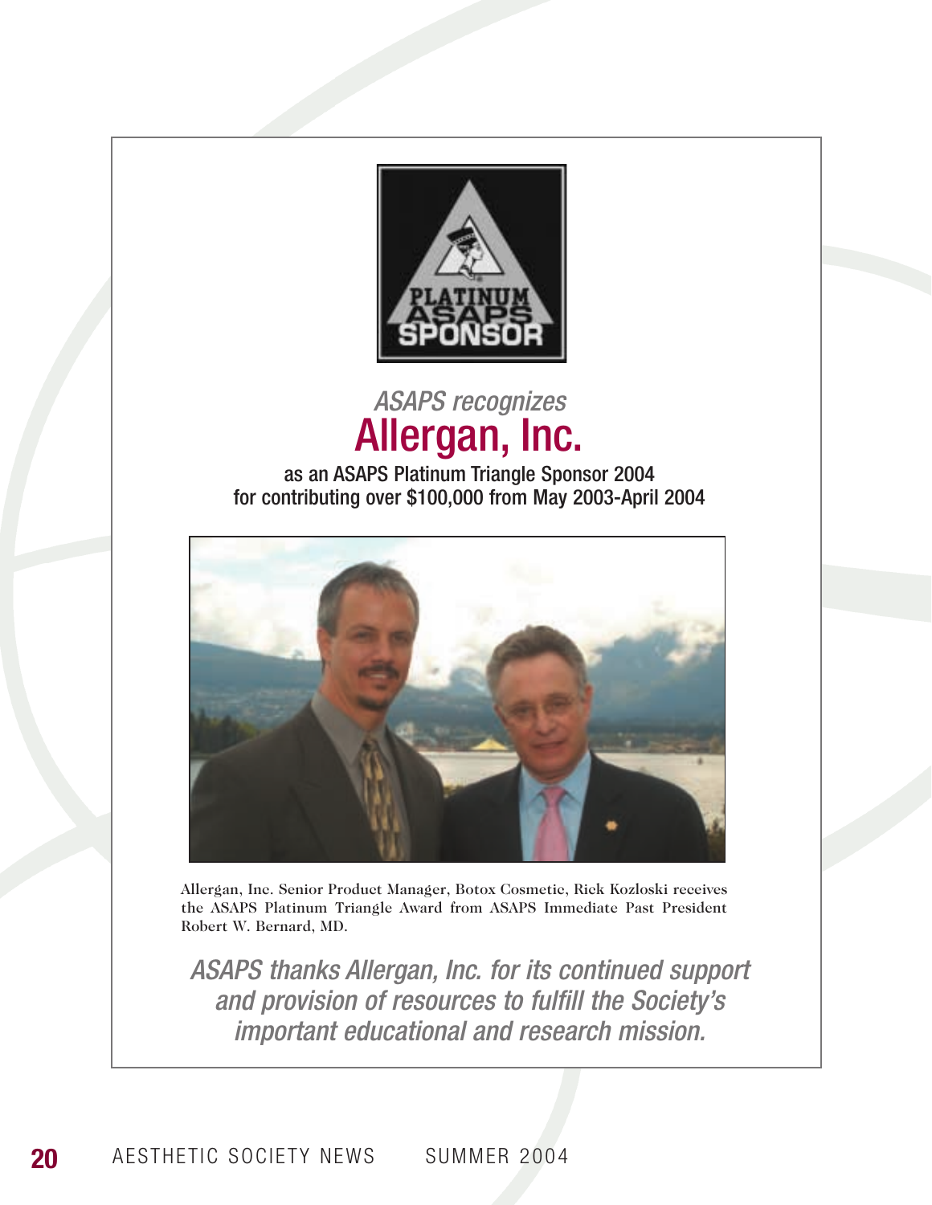PLATINUM ASAPS SPONSOR

*ASAPS recognizes*

# Allergan, Inc.

as an ASAPS Platinum Triangle Sponsor 2004
for contributing over $100,000 from May 2003-April 2004

Allergan, Inc. Senior Product Manager, Botox Cosmetic, Rick Kozloski receives the ASAPS Platinum Triangle Award from ASAPS Immediate Past President Robert W. Bernard, MD.

*ASAPS thanks Allergan, Inc. for its continued support and provision of resources to fulfill the Society's important educational and research mission.*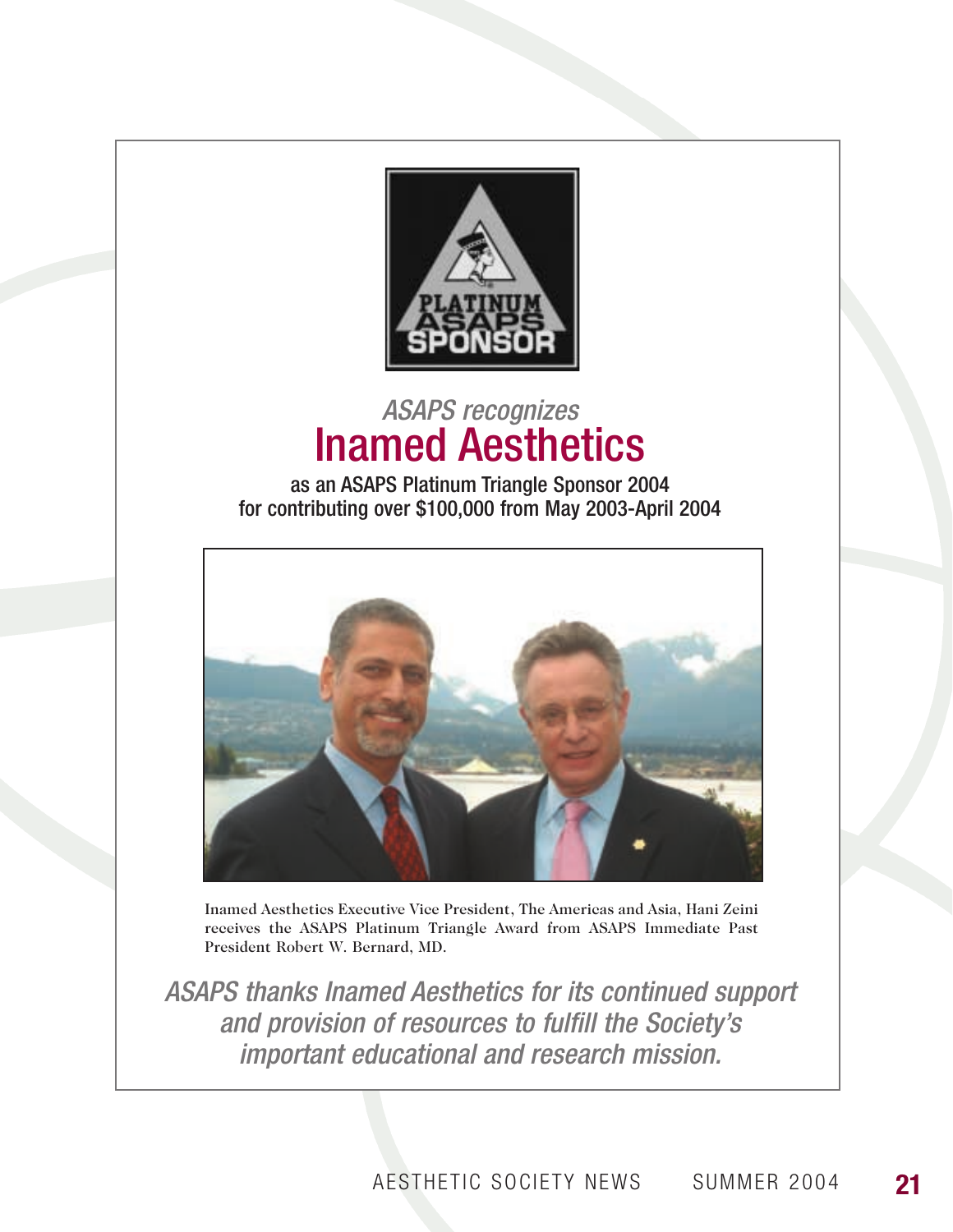*ASAPS recognizes*

# Inamed Aesthetics

as an ASAPS Platinum Triangle Sponsor 2004
for contributing over $100,000 from May 2003-April 2004

Inamed Aesthetics Executive Vice President, The Americas and Asia, Hani Zeini receives the ASAPS Platinum Triangle Award from ASAPS Immediate Past President Robert W. Bernard, MD.

*ASAPS thanks Inamed Aesthetics for its continued support and provision of resources to fulfill the Society's important educational and research mission.*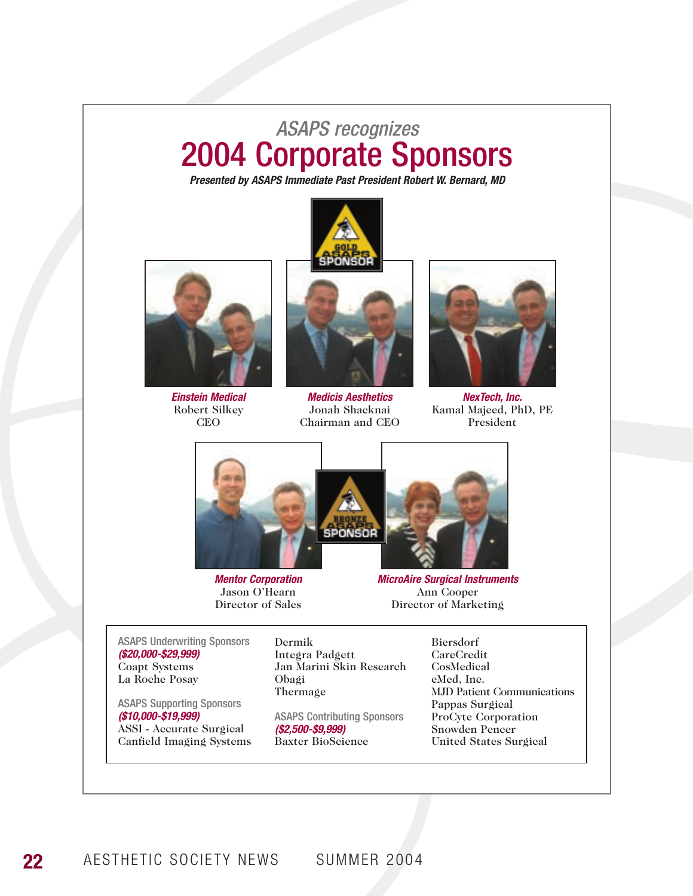*ASAPS recognizes*

# 2004 Corporate Sponsors

***Presented by ASAPS Immediate Past President Robert W. Bernard, MD***

GOLD ASAPS SPONSOR

***Einstein Medical***
Robert Silkey
CEO

***Medicis Aesthetics***
Jonah Shacknai
Chairman and CEO

***NexTech, Inc.***
Kamal Majeed, PhD, PE
President

BRONZE ASAPS SPONSOR

***Mentor Corporation***
Jason O'Hearn
Director of Sales

***MicroAire Surgical Instruments***
Ann Cooper
Director of Marketing

ASAPS Underwriting Sponsors
***($20,000-$29,999)***
Coapt Systems
La Roche Posay

ASAPS Supporting Sponsors
***($10,000-$19,999)***
ASSI - Accurate Surgical
Canfield Imaging Systems
Dermik
Integra Padgett
Jan Marini Skin Research
Obagi
Thermage

ASAPS Contributing Sponsors
***($2,500-$9,999)***
Baxter BioScience
Biersdorf
CareCredit
CosMedical
eMed, Inc.
MJD Patient Communications
Pappas Surgical
ProCyte Corporation
Snowden Pencer
United States Surgical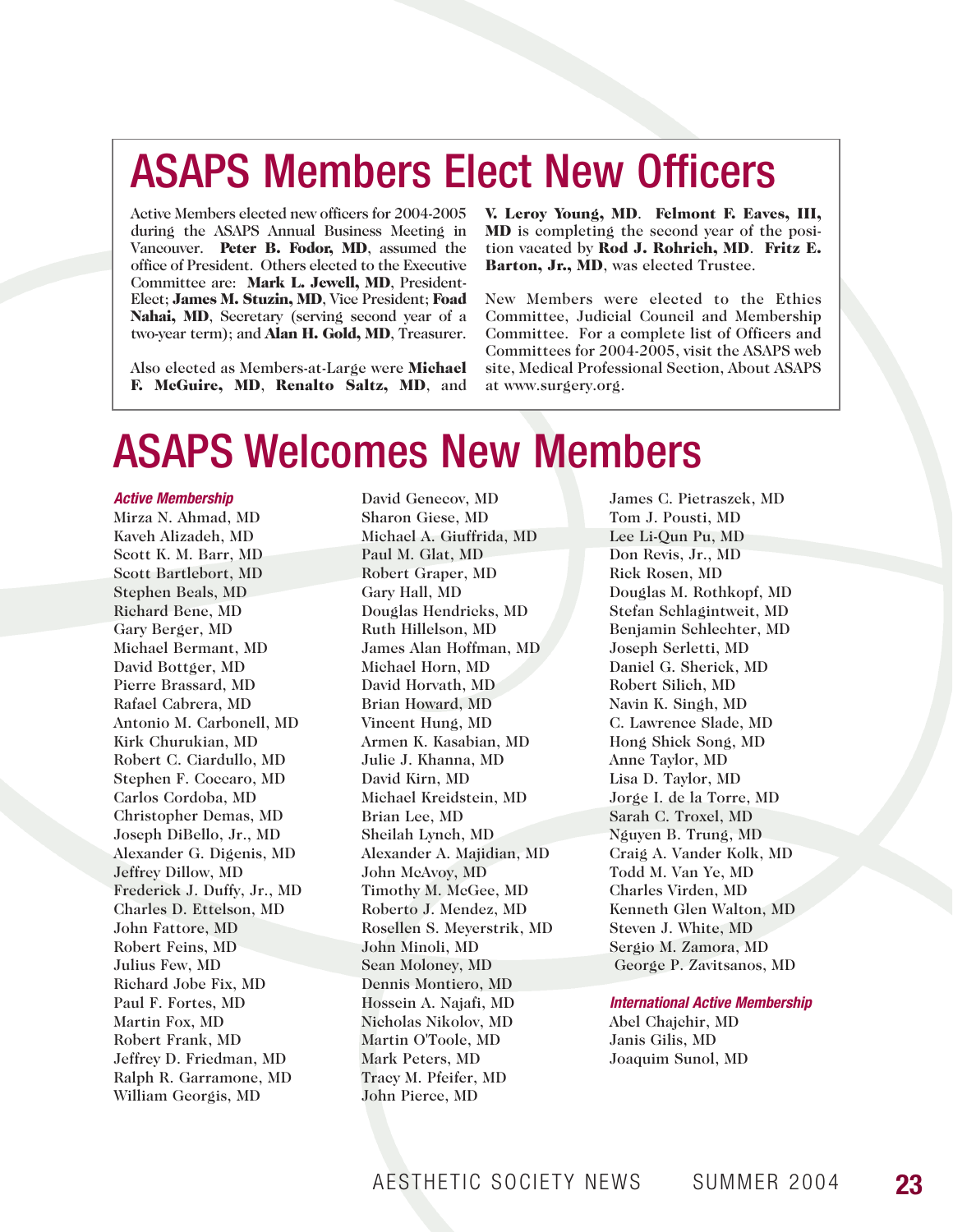# ASAPS Members Elect New Officers

Active Members elected new officers for 2004-2005 during the ASAPS Annual Business Meeting in Vancouver. **Peter B. Fodor, MD**, assumed the office of President. Others elected to the Executive Committee are: **Mark L. Jewell, MD**, President-Elect; **James M. Stuzin, MD**, Vice President; **Foad Nahai, MD**, Secretary (serving second year of a two-year term); and **Alan H. Gold, MD**, Treasurer.

Also elected as Members-at-Large were **Michael F. McGuire, MD**, **Renalto Saltz, MD**, and **V. Leroy Young, MD**. **Felmont F. Eaves, III, MD** is completing the second year of the position vacated by **Rod J. Rohrich, MD**. **Fritz E. Barton, Jr., MD**, was elected Trustee.

New Members were elected to the Ethics Committee, Judicial Council and Membership Committee. For a complete list of Officers and Committees for 2004-2005, visit the ASAPS web site, Medical Professional Section, About ASAPS at www.surgery.org.

# ASAPS Welcomes New Members

***Active Membership***

Mirza N. Ahmad, MD
Kaveh Alizadeh, MD
Scott K. M. Barr, MD
Scott Bartlebort, MD
Stephen Beals, MD
Richard Bene, MD
Gary Berger, MD
Michael Bermant, MD
David Bottger, MD
Pierre Brassard, MD
Rafael Cabrera, MD
Antonio M. Carbonell, MD
Kirk Churukian, MD
Robert C. Ciardullo, MD
Stephen F. Coccaro, MD
Carlos Cordoba, MD
Christopher Demas, MD
Joseph DiBello, Jr., MD
Alexander G. Digenis, MD
Jeffrey Dillow, MD
Frederick J. Duffy, Jr., MD
Charles D. Ettelson, MD
John Fattore, MD
Robert Feins, MD
Julius Few, MD
Richard Jobe Fix, MD
Paul F. Fortes, MD
Martin Fox, MD
Robert Frank, MD
Jeffrey D. Friedman, MD
Ralph R. Garramone, MD
William Georgis, MD
David Genecov, MD
Sharon Giese, MD
Michael A. Giuffrida, MD
Paul M. Glat, MD
Robert Graper, MD
Gary Hall, MD
Douglas Hendricks, MD
Ruth Hillelson, MD
James Alan Hoffman, MD
Michael Horn, MD
David Horvath, MD
Brian Howard, MD
Vincent Hung, MD
Armen K. Kasabian, MD
Julie J. Khanna, MD
David Kirn, MD
Michael Kreidstein, MD
Brian Lee, MD
Sheilah Lynch, MD
Alexander A. Majidian, MD
John McAvoy, MD
Timothy M. McGee, MD
Roberto J. Mendez, MD
Rosellen S. Meyerstrik, MD
John Minoli, MD
Sean Moloney, MD
Dennis Montiero, MD
Hossein A. Najafi, MD
Nicholas Nikolov, MD
Martin O'Toole, MD
Mark Peters, MD
Tracy M. Pfeifer, MD
John Pierce, MD
James C. Pietraszek, MD
Tom J. Pousti, MD
Lee Li-Qun Pu, MD
Don Revis, Jr., MD
Rick Rosen, MD
Douglas M. Rothkopf, MD
Stefan Schlagintweit, MD
Benjamin Schlechter, MD
Joseph Serletti, MD
Daniel G. Sherick, MD
Robert Silich, MD
Navin K. Singh, MD
C. Lawrence Slade, MD
Hong Shick Song, MD
Anne Taylor, MD
Lisa D. Taylor, MD
Jorge I. de la Torre, MD
Sarah C. Troxel, MD
Nguyen B. Trung, MD
Craig A. Vander Kolk, MD
Todd M. Van Ye, MD
Charles Virden, MD
Kenneth Glen Walton, MD
Steven J. White, MD
Sergio M. Zamora, MD
George P. Zavitsanos, MD

***International Active Membership***

Abel Chajchir, MD
Janis Gilis, MD
Joaquim Sunol, MD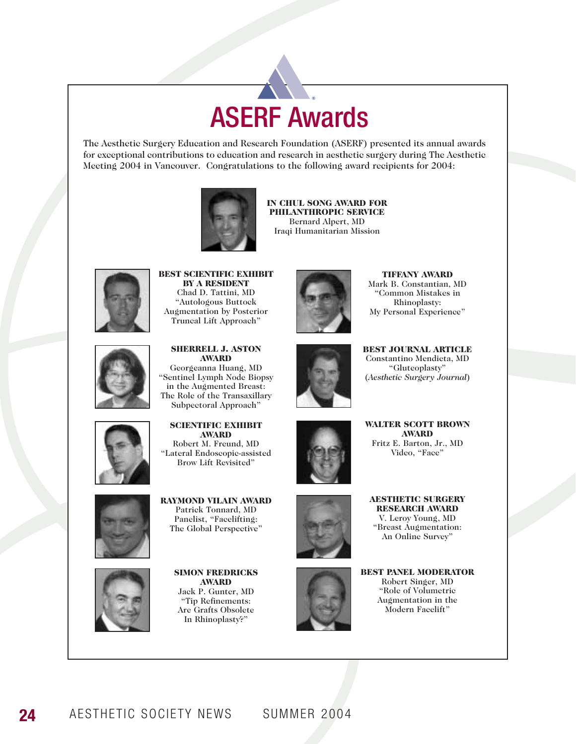# ASERF Awards

The Aesthetic Surgery Education and Research Foundation (ASERF) presented its annual awards for exceptional contributions to education and research in aesthetic surgery during The Aesthetic Meeting 2004 in Vancouver. Congratulations to the following award recipients for 2004:

**IN CHUL SONG AWARD FOR PHILANTHROPIC SERVICE**
Bernard Alpert, MD
Iraqi Humanitarian Mission

**BEST SCIENTIFIC EXHIBIT BY A RESIDENT**
Chad D. Tattini, MD
"Autologous Buttock Augmentation by Posterior Truncal Lift Approach"

**SHERRELL J. ASTON AWARD**
Georgeanna Huang, MD
"Sentinel Lymph Node Biopsy in the Augmented Breast: The Role of the Transaxillary Subpectoral Approach"

**SCIENTIFIC EXHIBIT AWARD**
Robert M. Freund, MD
"Lateral Endoscopic-assisted Brow Lift Revisited"

**RAYMOND VILAIN AWARD**
Patrick Tonnard, MD
Panelist, "Facelifting: The Global Perspective"

**SIMON FREDRICKS AWARD**
Jack P. Gunter, MD
"Tip Refinements: Are Grafts Obsolete In Rhinoplasty?"

**TIFFANY AWARD**
Mark B. Constantian, MD
"Common Mistakes in Rhinoplasty: My Personal Experience"

**BEST JOURNAL ARTICLE**
Constantino Mendieta, MD
"Gluteoplasty"
(*Aesthetic Surgery Journal*)

**WALTER SCOTT BROWN AWARD**
Fritz E. Barton, Jr., MD
Video, "Face"

**AESTHETIC SURGERY RESEARCH AWARD**
V. Leroy Young, MD
"Breast Augmentation: An Online Survey"

**BEST PANEL MODERATOR**
Robert Singer, MD
"Role of Volumetric Augmentation in the Modern Facelift"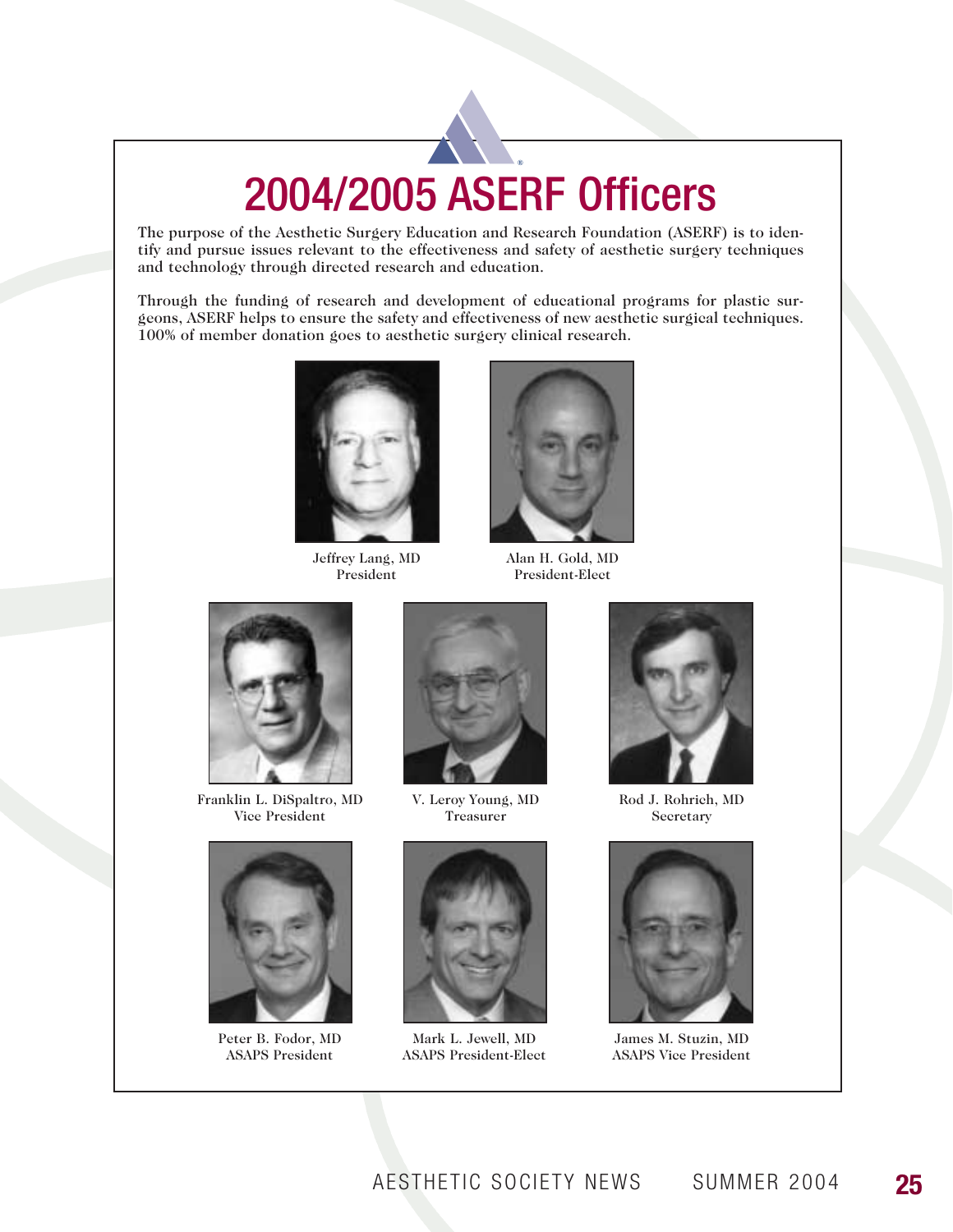# 2004/2005 ASERF Officers

The purpose of the Aesthetic Surgery Education and Research Foundation (ASERF) is to identify and pursue issues relevant to the effectiveness and safety of aesthetic surgery techniques and technology through directed research and education.

Through the funding of research and development of educational programs for plastic surgeons, ASERF helps to ensure the safety and effectiveness of new aesthetic surgical techniques. 100% of member donation goes to aesthetic surgery clinical research.

Jeffrey Lang, MD
President

Alan H. Gold, MD
President-Elect

Franklin L. DiSpaltro, MD
Vice President

V. Leroy Young, MD
Treasurer

Rod J. Rohrich, MD
Secretary

Peter B. Fodor, MD
ASAPS President

Mark L. Jewell, MD
ASAPS President-Elect

James M. Stuzin, MD
ASAPS Vice President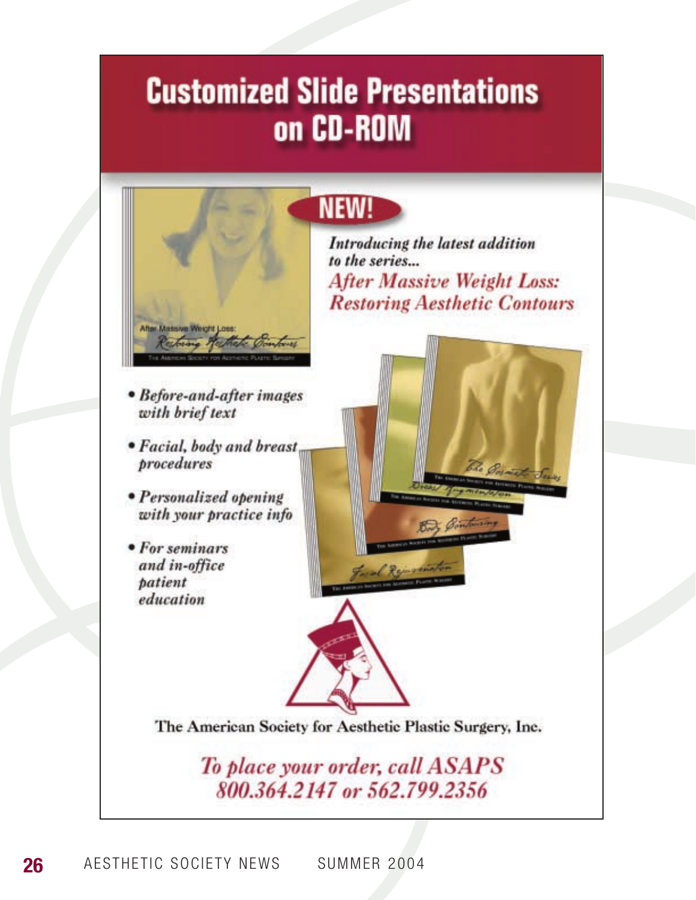# Customized Slide Presentations on CD-ROM

**NEW!**

*Introducing the latest addition to the series...*

***After Massive Weight Loss: Restoring Aesthetic Contours***

- *Before-and-after images with brief text*
- *Facial, body and breast procedures*
- *Personalized opening with your practice info*
- *For seminars and in-office patient education*

The American Society for Aesthetic Plastic Surgery, Inc.

*To place your order, call ASAPS 800.364.2147 or 562.799.2356*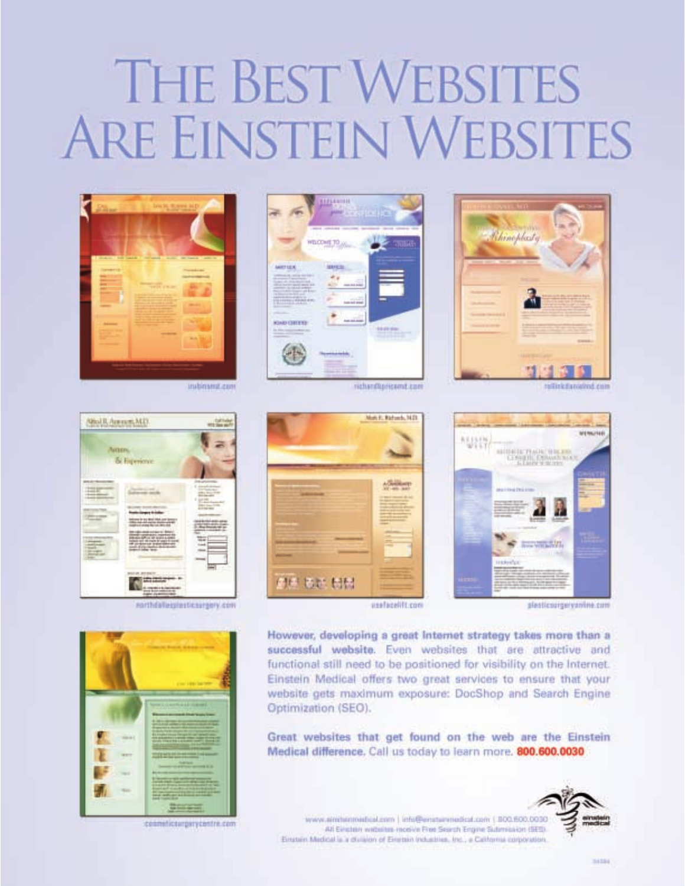# THE BEST WEBSITES ARE EINSTEIN WEBSITES

irubinsmd.com

richardbpricemd.com

rollinkdanielmd.com

northdallasplasticsurgery.com

usafacelift.com

plasticsurgeryonline.com

cosmeticsurgerycentre.com

**However, developing a great Internet strategy takes more than a successful website.** Even websites that are attractive and functional still need to be positioned for visibility on the Internet. Einstein Medical offers two great services to ensure that your website gets maximum exposure: DocShop and Search Engine Optimization (SEO).

**Great websites that get found on the web are the Einstein Medical difference.** Call us today to learn more. **800.600.0030**

www.einsteinmedical.com | info@einsteinmedical.com | 800.600.0030
All Einstein websites receive Free Search Engine Submission (SES).
Einstein Medical is a division of Einstein Industries, Inc., a California corporation.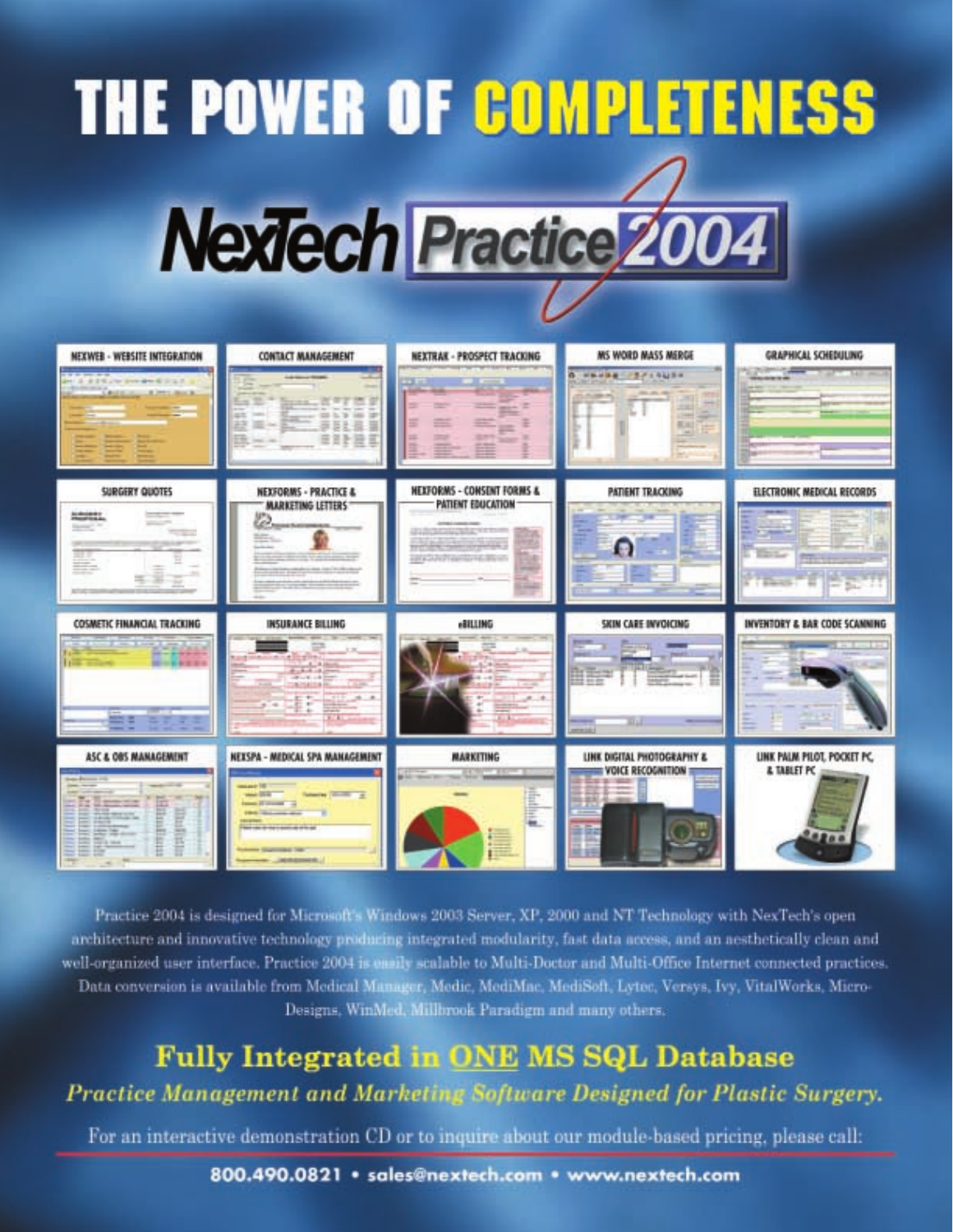# THE POWER OF COMPLETENESS

## NexTech Practice 2004

NEXWEB - WEBSITE INTEGRATION

CONTACT MANAGEMENT

NEXTRAK - PROSPECT TRACKING

MS WORD MASS MERGE

GRAPHICAL SCHEDULING

SURGERY QUOTES

NEXFORMS - PRACTICE & MARKETING LETTERS

NEXFORMS - CONSENT FORMS & PATIENT EDUCATION

PATIENT TRACKING

ELECTRONIC MEDICAL RECORDS

COSMETIC FINANCIAL TRACKING

INSURANCE BILLING

eBILLING

SKIN CARE INVOICING

INVENTORY & BAR CODE SCANNING

ASC & OBS MANAGEMENT

NEXSPA - MEDICAL SPA MANAGEMENT

MARKETING

LINK DIGITAL PHOTOGRAPHY & VOICE RECOGNITION

LINK PALM PILOT, POCKET PC, & TABLET PC

Practice 2004 is designed for Microsoft's Windows 2003 Server, XP, 2000 and NT Technology with NexTech's open architecture and innovative technology producing integrated modularity, fast data access, and an aesthetically clean and well-organized user interface. Practice 2004 is easily scalable to Multi-Doctor and Multi-Office Internet connected practices. Data conversion is available from Medical Manager, Medic, MediMac, MediSoft, Lytec, Versys, Ivy, VitalWorks, Micro-Designs, WinMed, Millbrook Paradigm and many others.

**Fully Integrated in ONE MS SQL Database**

***Practice Management and Marketing Software Designed for Plastic Surgery.***

For an interactive demonstration CD or to inquire about our module-based pricing, please call:

**800.490.0821 • sales@nextech.com • www.nextech.com**